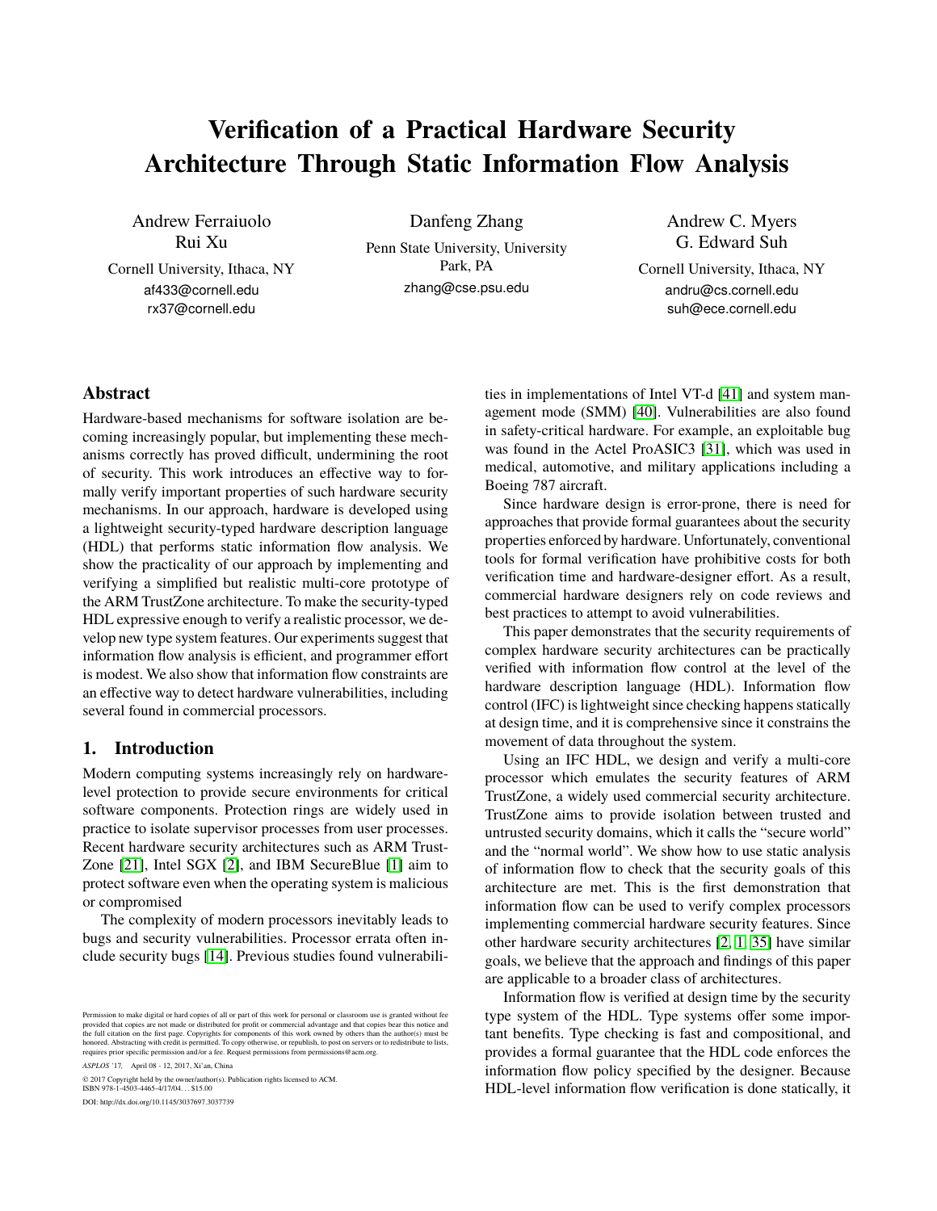# Verification of a Practical Hardware Security Architecture Through Static Information Flow Analysis

Andrew Ferraiuolo
Rui Xu
Cornell University, Ithaca, NY
af433@cornell.edu
rx37@cornell.edu

Danfeng Zhang
Penn State University, University Park, PA
zhang@cse.psu.edu

Andrew C. Myers
G. Edward Suh
Cornell University, Ithaca, NY
andru@cs.cornell.edu
suh@ece.cornell.edu

## Abstract

Hardware-based mechanisms for software isolation are becoming increasingly popular, but implementing these mechanisms correctly has proved difficult, undermining the root of security. This work introduces an effective way to formally verify important properties of such hardware security mechanisms. In our approach, hardware is developed using a lightweight security-typed hardware description language (HDL) that performs static information flow analysis. We show the practicality of our approach by implementing and verifying a simplified but realistic multi-core prototype of the ARM TrustZone architecture. To make the security-typed HDL expressive enough to verify a realistic processor, we develop new type system features. Our experiments suggest that information flow analysis is efficient, and programmer effort is modest. We also show that information flow constraints are an effective way to detect hardware vulnerabilities, including several found in commercial processors.

## 1. Introduction

Modern computing systems increasingly rely on hardware-level protection to provide secure environments for critical software components. Protection rings are widely used in practice to isolate supervisor processes from user processes. Recent hardware security architectures such as ARM TrustZone [21], Intel SGX [2], and IBM SecureBlue [1] aim to protect software even when the operating system is malicious or compromised

The complexity of modern processors inevitably leads to bugs and security vulnerabilities. Processor errata often include security bugs [14]. Previous studies found vulnerabilities in implementations of Intel VT-d [41] and system management mode (SMM) [40]. Vulnerabilities are also found in safety-critical hardware. For example, an exploitable bug was found in the Actel ProASIC3 [31], which was used in medical, automotive, and military applications including a Boeing 787 aircraft.

Since hardware design is error-prone, there is need for approaches that provide formal guarantees about the security properties enforced by hardware. Unfortunately, conventional tools for formal verification have prohibitive costs for both verification time and hardware-designer effort. As a result, commercial hardware designers rely on code reviews and best practices to attempt to avoid vulnerabilities.

This paper demonstrates that the security requirements of complex hardware security architectures can be practically verified with information flow control at the level of the hardware description language (HDL). Information flow control (IFC) is lightweight since checking happens statically at design time, and it is comprehensive since it constrains the movement of data throughout the system.

Using an IFC HDL, we design and verify a multi-core processor which emulates the security features of ARM TrustZone, a widely used commercial security architecture. TrustZone aims to provide isolation between trusted and untrusted security domains, which it calls the "secure world" and the "normal world". We show how to use static analysis of information flow to check that the security goals of this architecture are met. This is the first demonstration that information flow can be used to verify complex processors implementing commercial hardware security features. Since other hardware security architectures [2, 1, 35] have similar goals, we believe that the approach and findings of this paper are applicable to a broader class of architectures.

Information flow is verified at design time by the security type system of the HDL. Type systems offer some important benefits. Type checking is fast and compositional, and provides a formal guarantee that the HDL code enforces the information flow policy specified by the designer. Because HDL-level information flow verification is done statically, it

Permission to make digital or hard copies of all or part of this work for personal or classroom use is granted without fee provided that copies are not made or distributed for profit or commercial advantage and that copies bear this notice and the full citation on the first page. Copyrights for components of this work owned by others than the author(s) must be honored. Abstracting with credit is permitted. To copy otherwise, or republish, to post on servers or to redistribute to lists, requires prior specific permission and/or a fee. Request permissions from permissions@acm.org.

*ASPLOS '17*, April 08 - 12, 2017, Xi'an, China

© 2017 Copyright held by the owner/author(s). Publication rights licensed to ACM.
ISBN 978-1-4503-4465-4/17/04. . . $15.00

DOI: http://dx.doi.org/10.1145/3037697.3037739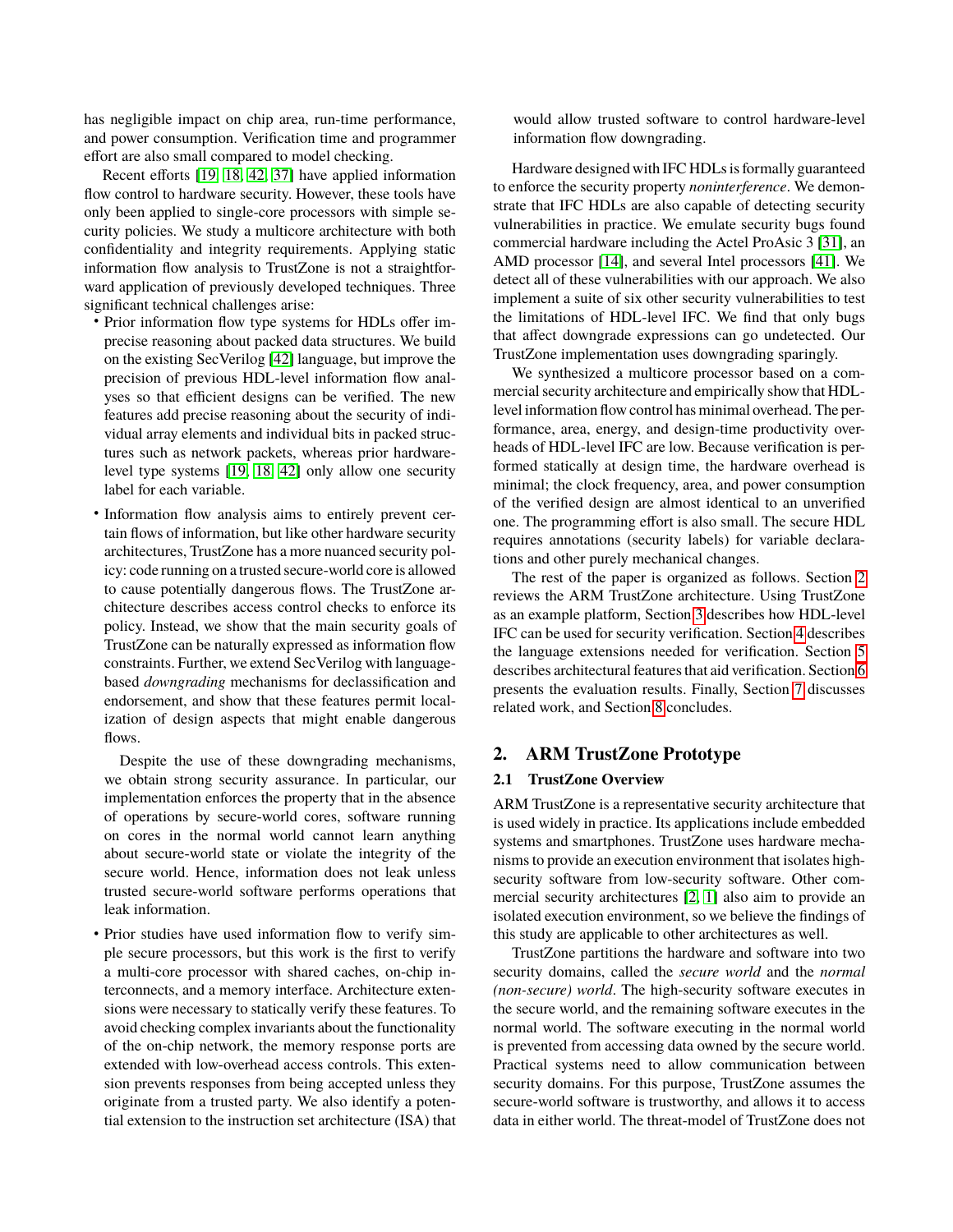has negligible impact on chip area, run-time performance, and power consumption. Verification time and programmer effort are also small compared to model checking.

Recent efforts [19, 18, 42, 37] have applied information flow control to hardware security. However, these tools have only been applied to single-core processors with simple security policies. We study a multicore architecture with both confidentiality and integrity requirements. Applying static information flow analysis to TrustZone is not a straightforward application of previously developed techniques. Three significant technical challenges arise:

- Prior information flow type systems for HDLs offer imprecise reasoning about packed data structures. We build on the existing SecVerilog [42] language, but improve the precision of previous HDL-level information flow analyses so that efficient designs can be verified. The new features add precise reasoning about the security of individual array elements and individual bits in packed structures such as network packets, whereas prior hardware-level type systems [19, 18, 42] only allow one security label for each variable.
- Information flow analysis aims to entirely prevent certain flows of information, but like other hardware security architectures, TrustZone has a more nuanced security policy: code running on a trusted secure-world core is allowed to cause potentially dangerous flows. The TrustZone architecture describes access control checks to enforce its policy. Instead, we show that the main security goals of TrustZone can be naturally expressed as information flow constraints. Further, we extend SecVerilog with language-based *downgrading* mechanisms for declassification and endorsement, and show that these features permit localization of design aspects that might enable dangerous flows.

  Despite the use of these downgrading mechanisms, we obtain strong security assurance. In particular, our implementation enforces the property that in the absence of operations by secure-world cores, software running on cores in the normal world cannot learn anything about secure-world state or violate the integrity of the secure world. Hence, information does not leak unless trusted secure-world software performs operations that leak information.
- Prior studies have used information flow to verify simple secure processors, but this work is the first to verify a multi-core processor with shared caches, on-chip interconnects, and a memory interface. Architecture extensions were necessary to statically verify these features. To avoid checking complex invariants about the functionality of the on-chip network, the memory response ports are extended with low-overhead access controls. This extension prevents responses from being accepted unless they originate from a trusted party. We also identify a potential extension to the instruction set architecture (ISA) that would allow trusted software to control hardware-level information flow downgrading.

Hardware designed with IFC HDLs is formally guaranteed to enforce the security property *noninterference*. We demonstrate that IFC HDLs are also capable of detecting security vulnerabilities in practice. We emulate security bugs found commercial hardware including the Actel ProAsic 3 [31], an AMD processor [14], and several Intel processors [41]. We detect all of these vulnerabilities with our approach. We also implement a suite of six other security vulnerabilities to test the limitations of HDL-level IFC. We find that only bugs that affect downgrade expressions can go undetected. Our TrustZone implementation uses downgrading sparingly.

We synthesized a multicore processor based on a commercial security architecture and empirically show that HDL-level information flow control has minimal overhead. The performance, area, energy, and design-time productivity overheads of HDL-level IFC are low. Because verification is performed statically at design time, the hardware overhead is minimal; the clock frequency, area, and power consumption of the verified design are almost identical to an unverified one. The programming effort is also small. The secure HDL requires annotations (security labels) for variable declarations and other purely mechanical changes.

The rest of the paper is organized as follows. Section 2 reviews the ARM TrustZone architecture. Using TrustZone as an example platform, Section 3 describes how HDL-level IFC can be used for security verification. Section 4 describes the language extensions needed for verification. Section 5 describes architectural features that aid verification. Section 6 presents the evaluation results. Finally, Section 7 discusses related work, and Section 8 concludes.

## 2. ARM TrustZone Prototype

### 2.1 TrustZone Overview

ARM TrustZone is a representative security architecture that is used widely in practice. Its applications include embedded systems and smartphones. TrustZone uses hardware mechanisms to provide an execution environment that isolates high-security software from low-security software. Other commercial security architectures [2, 1] also aim to provide an isolated execution environment, so we believe the findings of this study are applicable to other architectures as well.

TrustZone partitions the hardware and software into two security domains, called the *secure world* and the *normal (non-secure) world*. The high-security software executes in the secure world, and the remaining software executes in the normal world. The software executing in the normal world is prevented from accessing data owned by the secure world. Practical systems need to allow communication between security domains. For this purpose, TrustZone assumes the secure-world software is trustworthy, and allows it to access data in either world. The threat-model of TrustZone does not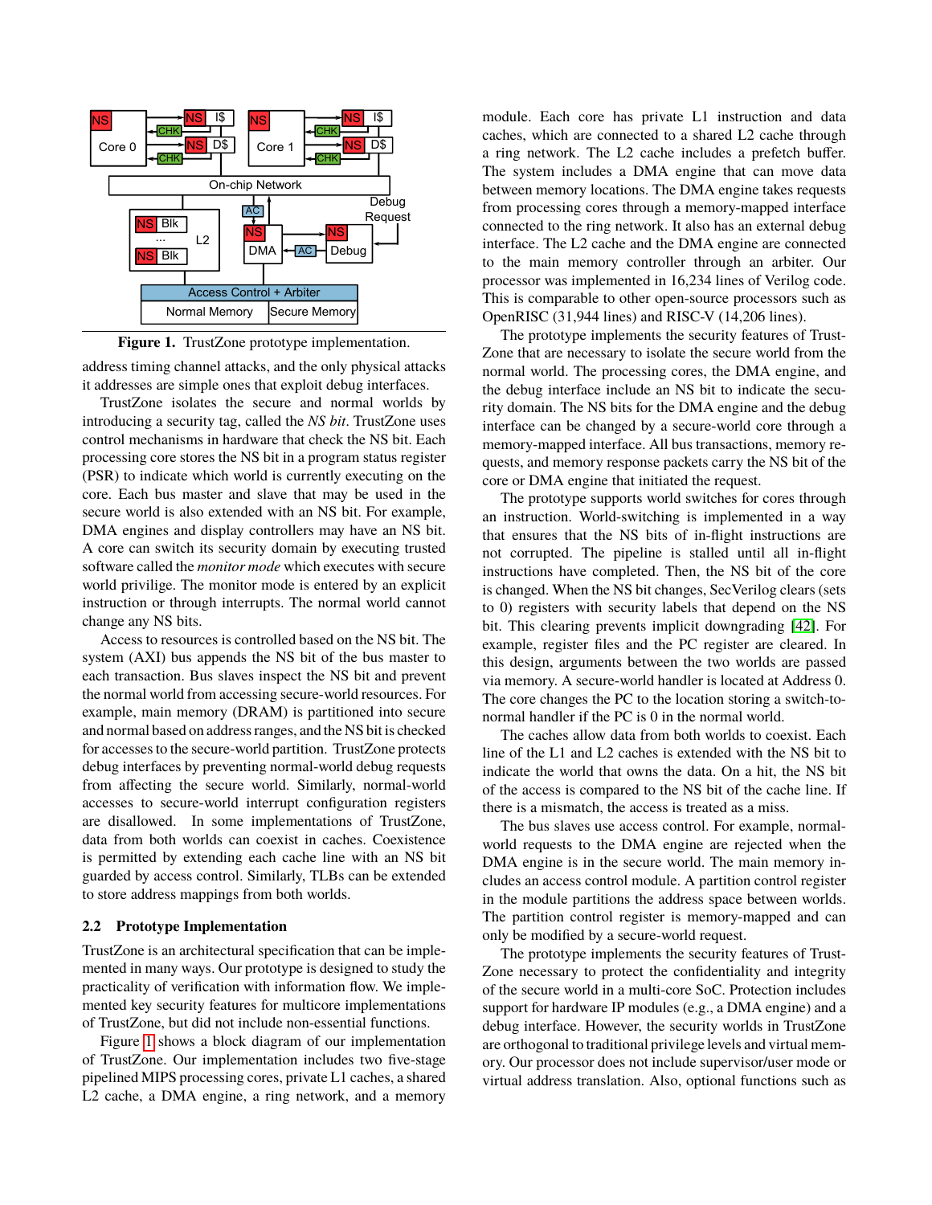NS
Core 0
NS I$
CHK
NS D$
CHK
NS
Core 1
NS I$
CHK
NS D$
CHK
On-chip Network
Debug
Request
AC
NS Blk
...
NS Blk
L2
NS
DMA
AC
NS
Debug
Access Control + Arbiter
Normal Memory
Secure Memory

**Figure 1.** TrustZone prototype implementation.

address timing channel attacks, and the only physical attacks it addresses are simple ones that exploit debug interfaces.

TrustZone isolates the secure and normal worlds by introducing a security tag, called the *NS bit*. TrustZone uses control mechanisms in hardware that check the NS bit. Each processing core stores the NS bit in a program status register (PSR) to indicate which world is currently executing on the core. Each bus master and slave that may be used in the secure world is also extended with an NS bit. For example, DMA engines and display controllers may have an NS bit. A core can switch its security domain by executing trusted software called the *monitor mode* which executes with secure world privilige. The monitor mode is entered by an explicit instruction or through interrupts. The normal world cannot change any NS bits.

Access to resources is controlled based on the NS bit. The system (AXI) bus appends the NS bit of the bus master to each transaction. Bus slaves inspect the NS bit and prevent the normal world from accessing secure-world resources. For example, main memory (DRAM) is partitioned into secure and normal based on address ranges, and the NS bit is checked for accesses to the secure-world partition. TrustZone protects debug interfaces by preventing normal-world debug requests from affecting the secure world. Similarly, normal-world accesses to secure-world interrupt configuration registers are disallowed. In some implementations of TrustZone, data from both worlds can coexist in caches. Coexistence is permitted by extending each cache line with an NS bit guarded by access control. Similarly, TLBs can be extended to store address mappings from both worlds.

## 2.2 Prototype Implementation

TrustZone is an architectural specification that can be implemented in many ways. Our prototype is designed to study the practicality of verification with information flow. We implemented key security features for multicore implementations of TrustZone, but did not include non-essential functions.

Figure 1 shows a block diagram of our implementation of TrustZone. Our implementation includes two five-stage pipelined MIPS processing cores, private L1 caches, a shared L2 cache, a DMA engine, a ring network, and a memory module. Each core has private L1 instruction and data caches, which are connected to a shared L2 cache through a ring network. The L2 cache includes a prefetch buffer. The system includes a DMA engine that can move data between memory locations. The DMA engine takes requests from processing cores through a memory-mapped interface connected to the ring network. It also has an external debug interface. The L2 cache and the DMA engine are connected to the main memory controller through an arbiter. Our processor was implemented in 16,234 lines of Verilog code. This is comparable to other open-source processors such as OpenRISC (31,944 lines) and RISC-V (14,206 lines).

The prototype implements the security features of TrustZone that are necessary to isolate the secure world from the normal world. The processing cores, the DMA engine, and the debug interface include an NS bit to indicate the security domain. The NS bits for the DMA engine and the debug interface can be changed by a secure-world core through a memory-mapped interface. All bus transactions, memory requests, and memory response packets carry the NS bit of the core or DMA engine that initiated the request.

The prototype supports world switches for cores through an instruction. World-switching is implemented in a way that ensures that the NS bits of in-flight instructions are not corrupted. The pipeline is stalled until all in-flight instructions have completed. Then, the NS bit of the core is changed. When the NS bit changes, SecVerilog clears (sets to 0) registers with security labels that depend on the NS bit. This clearing prevents implicit downgrading [42]. For example, register files and the PC register are cleared. In this design, arguments between the two worlds are passed via memory. A secure-world handler is located at Address 0. The core changes the PC to the location storing a switch-to-normal handler if the PC is 0 in the normal world.

The caches allow data from both worlds to coexist. Each line of the L1 and L2 caches is extended with the NS bit to indicate the world that owns the data. On a hit, the NS bit of the access is compared to the NS bit of the cache line. If there is a mismatch, the access is treated as a miss.

The bus slaves use access control. For example, normal-world requests to the DMA engine are rejected when the DMA engine is in the secure world. The main memory includes an access control module. A partition control register in the module partitions the address space between worlds. The partition control register is memory-mapped and can only be modified by a secure-world request.

The prototype implements the security features of TrustZone necessary to protect the confidentiality and integrity of the secure world in a multi-core SoC. Protection includes support for hardware IP modules (e.g., a DMA engine) and a debug interface. However, the security worlds in TrustZone are orthogonal to traditional privilege levels and virtual memory. Our processor does not include supervisor/user mode or virtual address translation. Also, optional functions such as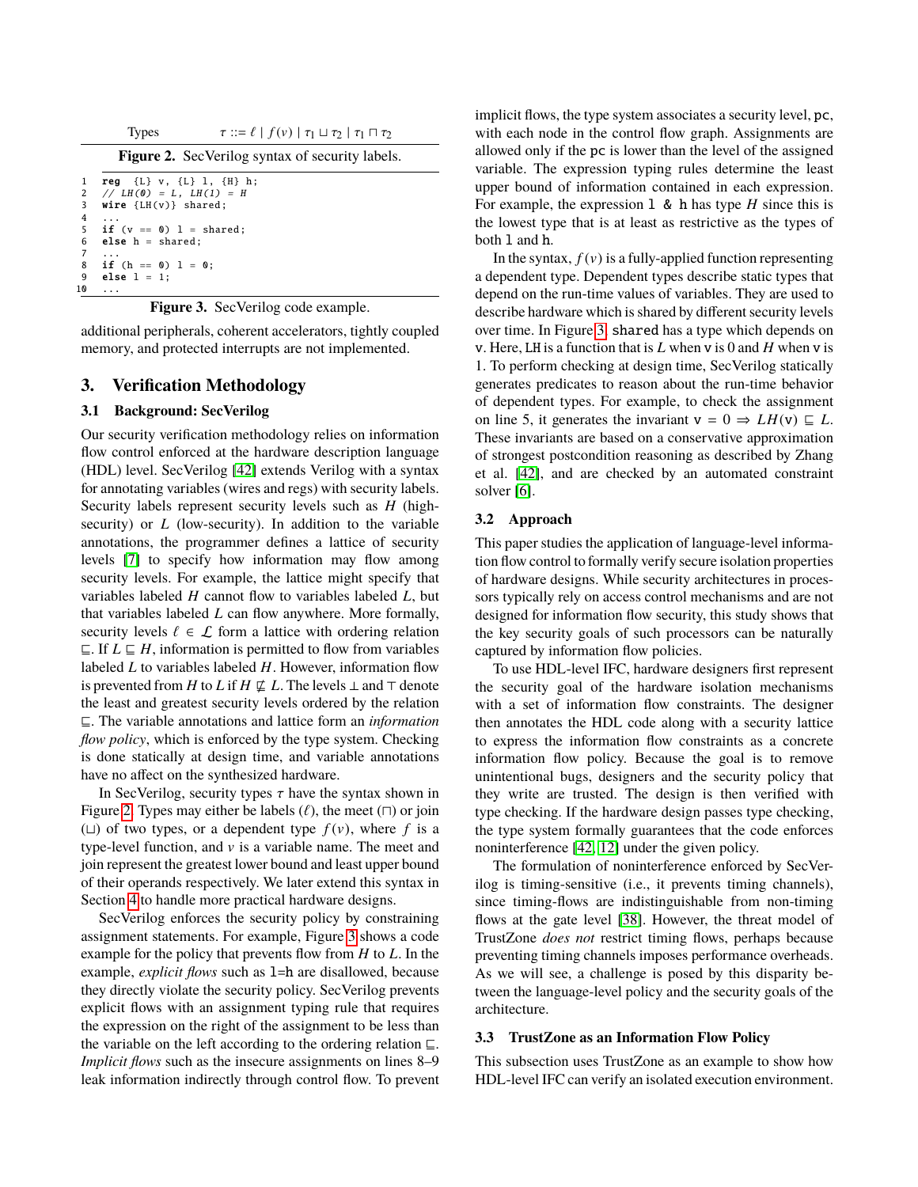$$\text{Types} \qquad \tau ::= \ell \mid f(v) \mid \tau_1 \sqcup \tau_2 \mid \tau_1 \sqcap \tau_2$$

**Figure 2.** SecVerilog syntax of security labels.

```
1   reg  {L} v, {L} l, {H} h;
2   // LH(0) = L, LH(1) = H
3   wire {LH(v)} shared;
4   ...
5   if (v == 0) l = shared;
6   else h = shared;
7   ...
8   if (h == 0) l = 0;
9   else l = 1;
10  ...
```

**Figure 3.** SecVerilog code example.

additional peripherals, coherent accelerators, tightly coupled memory, and protected interrupts are not implemented.

## 3. Verification Methodology

### 3.1 Background: SecVerilog

Our security verification methodology relies on information flow control enforced at the hardware description language (HDL) level. SecVerilog [42] extends Verilog with a syntax for annotating variables (wires and regs) with security labels. Security labels represent security levels such as $H$ (high-security) or $L$ (low-security). In addition to the variable annotations, the programmer defines a lattice of security levels [7] to specify how information may flow among security levels. For example, the lattice might specify that variables labeled $H$ cannot flow to variables labeled $L$, but that variables labeled $L$ can flow anywhere. More formally, security levels $\ell \in \mathcal{L}$ form a lattice with ordering relation $\sqsubseteq$. If $L \sqsubseteq H$, information is permitted to flow from variables labeled $L$ to variables labeled $H$. However, information flow is prevented from $H$ to $L$ if $H \not\sqsubseteq L$. The levels $\bot$ and $\top$ denote the least and greatest security levels ordered by the relation $\sqsubseteq$. The variable annotations and lattice form an *information flow policy*, which is enforced by the type system. Checking is done statically at design time, and variable annotations have no affect on the synthesized hardware.

In SecVerilog, security types $\tau$ have the syntax shown in Figure 2. Types may either be labels ($\ell$), the meet ($\sqcap$) or join ($\sqcup$) of two types, or a dependent type $f(v)$, where $f$ is a type-level function, and $v$ is a variable name. The meet and join represent the greatest lower bound and least upper bound of their operands respectively. We later extend this syntax in Section 4 to handle more practical hardware designs.

SecVerilog enforces the security policy by constraining assignment statements. For example, Figure 3 shows a code example for the policy that prevents flow from $H$ to $L$. In the example, *explicit flows* such as `l=h` are disallowed, because they directly violate the security policy. SecVerilog prevents explicit flows with an assignment typing rule that requires the expression on the right of the assignment to be less than the variable on the left according to the ordering relation $\sqsubseteq$. *Implicit flows* such as the insecure assignments on lines 8–9 leak information indirectly through control flow. To prevent implicit flows, the type system associates a security level, `pc`, with each node in the control flow graph. Assignments are allowed only if the `pc` is lower than the level of the assigned variable. The expression typing rules determine the least upper bound of information contained in each expression. For example, the expression `l & h` has type $H$ since this is the lowest type that is at least as restrictive as the types of both `l` and `h`.

In the syntax, $f(v)$ is a fully-applied function representing a dependent type. Dependent types describe static types that depend on the run-time values of variables. They are used to describe hardware which is shared by different security levels over time. In Figure 3, `shared` has a type which depends on `v`. Here, `LH` is a function that is $L$ when `v` is 0 and $H$ when `v` is 1. To perform checking at design time, SecVerilog statically generates predicates to reason about the run-time behavior of dependent types. For example, to check the assignment on line 5, it generates the invariant $\texttt{v} = 0 \Rightarrow LH(\texttt{v}) \sqsubseteq L$. These invariants are based on a conservative approximation of strongest postcondition reasoning as described by Zhang et al. [42], and are checked by an automated constraint solver [6].

### 3.2 Approach

This paper studies the application of language-level information flow control to formally verify secure isolation properties of hardware designs. While security architectures in processors typically rely on access control mechanisms and are not designed for information flow security, this study shows that the key security goals of such processors can be naturally captured by information flow policies.

To use HDL-level IFC, hardware designers first represent the security goal of the hardware isolation mechanisms with a set of information flow constraints. The designer then annotates the HDL code along with a security lattice to express the information flow constraints as a concrete information flow policy. Because the goal is to remove unintentional bugs, designers and the security policy that they write are trusted. The design is then verified with type checking. If the hardware design passes type checking, the type system formally guarantees that the code enforces noninterference [42, 12] under the given policy.

The formulation of noninterference enforced by SecVerilog is timing-sensitive (i.e., it prevents timing channels), since timing-flows are indistinguishable from non-timing flows at the gate level [38]. However, the threat model of TrustZone *does not* restrict timing flows, perhaps because preventing timing channels imposes performance overheads. As we will see, a challenge is posed by this disparity between the language-level policy and the security goals of the architecture.

### 3.3 TrustZone as an Information Flow Policy

This subsection uses TrustZone as an example to show how HDL-level IFC can verify an isolated execution environment.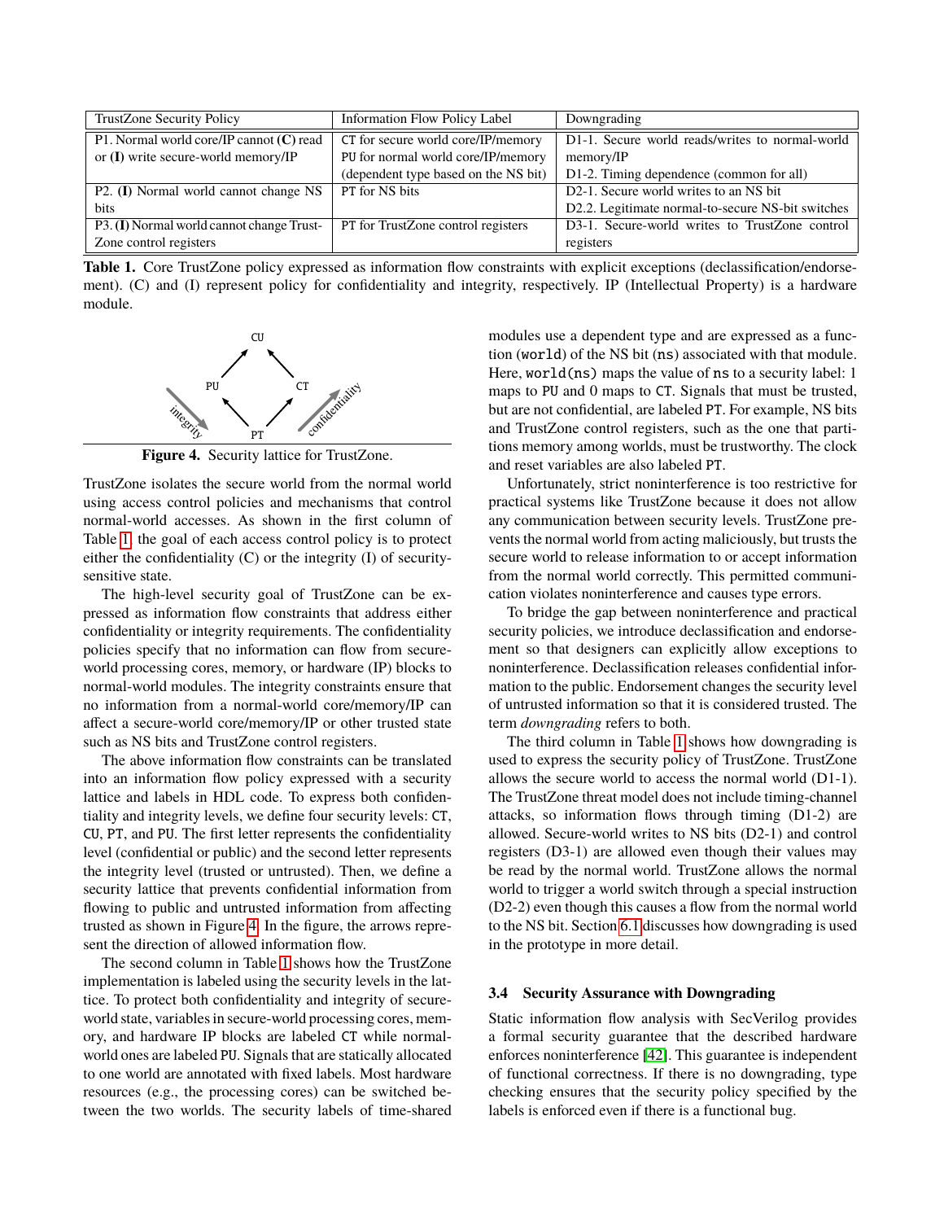| TrustZone Security Policy | Information Flow Policy Label | Downgrading |
|---|---|---|
| P1. Normal world core/IP cannot **(C)** read or **(I)** write secure-world memory/IP | CT for secure world core/IP/memory<br>PU for normal world core/IP/memory<br>(dependent type based on the NS bit) | D1-1. Secure world reads/writes to normal-world memory/IP<br>D1-2. Timing dependence (common for all) |
| P2. **(I)** Normal world cannot change NS bits | PT for NS bits | D2-1. Secure world writes to an NS bit<br>D2.2. Legitimate normal-to-secure NS-bit switches |
| P3. **(I)** Normal world cannot change TrustZone control registers | PT for TrustZone control registers | D3-1. Secure-world writes to TrustZone control registers |

**Table 1.** Core TrustZone policy expressed as information flow constraints with explicit exceptions (declassification/endorsement). (C) and (I) represent policy for confidentiality and integrity, respectively. IP (Intellectual Property) is a hardware module.

**Figure 4.** Security lattice for TrustZone.

TrustZone isolates the secure world from the normal world using access control policies and mechanisms that control normal-world accesses. As shown in the first column of Table 1, the goal of each access control policy is to protect either the confidentiality (C) or the integrity (I) of security-sensitive state.

The high-level security goal of TrustZone can be expressed as information flow constraints that address either confidentiality or integrity requirements. The confidentiality policies specify that no information can flow from secure-world processing cores, memory, or hardware (IP) blocks to normal-world modules. The integrity constraints ensure that no information from a normal-world core/memory/IP can affect a secure-world core/memory/IP or other trusted state such as NS bits and TrustZone control registers.

The above information flow constraints can be translated into an information flow policy expressed with a security lattice and labels in HDL code. To express both confidentiality and integrity levels, we define four security levels: CT, CU, PT, and PU. The first letter represents the confidentiality level (confidential or public) and the second letter represents the integrity level (trusted or untrusted). Then, we define a security lattice that prevents confidential information from flowing to public and untrusted information from affecting trusted as shown in Figure 4. In the figure, the arrows represent the direction of allowed information flow.

The second column in Table 1 shows how the TrustZone implementation is labeled using the security levels in the lattice. To protect both confidentiality and integrity of secure-world state, variables in secure-world processing cores, memory, and hardware IP blocks are labeled CT while normal-world ones are labeled PU. Signals that are statically allocated to one world are annotated with fixed labels. Most hardware resources (e.g., the processing cores) can be switched between the two worlds. The security labels of time-shared modules use a dependent type and are expressed as a function (`world`) of the NS bit (`ns`) associated with that module. Here, `world(ns)` maps the value of `ns` to a security label: 1 maps to PU and 0 maps to CT. Signals that must be trusted, but are not confidential, are labeled PT. For example, NS bits and TrustZone control registers, such as the one that partitions memory among worlds, must be trustworthy. The clock and reset variables are also labeled PT.

Unfortunately, strict noninterference is too restrictive for practical systems like TrustZone because it does not allow any communication between security levels. TrustZone prevents the normal world from acting maliciously, but trusts the secure world to release information to or accept information from the normal world correctly. This permitted communication violates noninterference and causes type errors.

To bridge the gap between noninterference and practical security policies, we introduce declassification and endorsement so that designers can explicitly allow exceptions to noninterference. Declassification releases confidential information to the public. Endorsement changes the security level of untrusted information so that it is considered trusted. The term *downgrading* refers to both.

The third column in Table 1 shows how downgrading is used to express the security policy of TrustZone. TrustZone allows the secure world to access the normal world (D1-1). The TrustZone threat model does not include timing-channel attacks, so information flows through timing (D1-2) are allowed. Secure-world writes to NS bits (D2-1) and control registers (D3-1) are allowed even though their values may be read by the normal world. TrustZone allows the normal world to trigger a world switch through a special instruction (D2-2) even though this causes a flow from the normal world to the NS bit. Section 6.1 discusses how downgrading is used in the prototype in more detail.

### 3.4 Security Assurance with Downgrading

Static information flow analysis with SecVerilog provides a formal security guarantee that the described hardware enforces noninterference [42]. This guarantee is independent of functional correctness. If there is no downgrading, type checking ensures that the security policy specified by the labels is enforced even if there is a functional bug.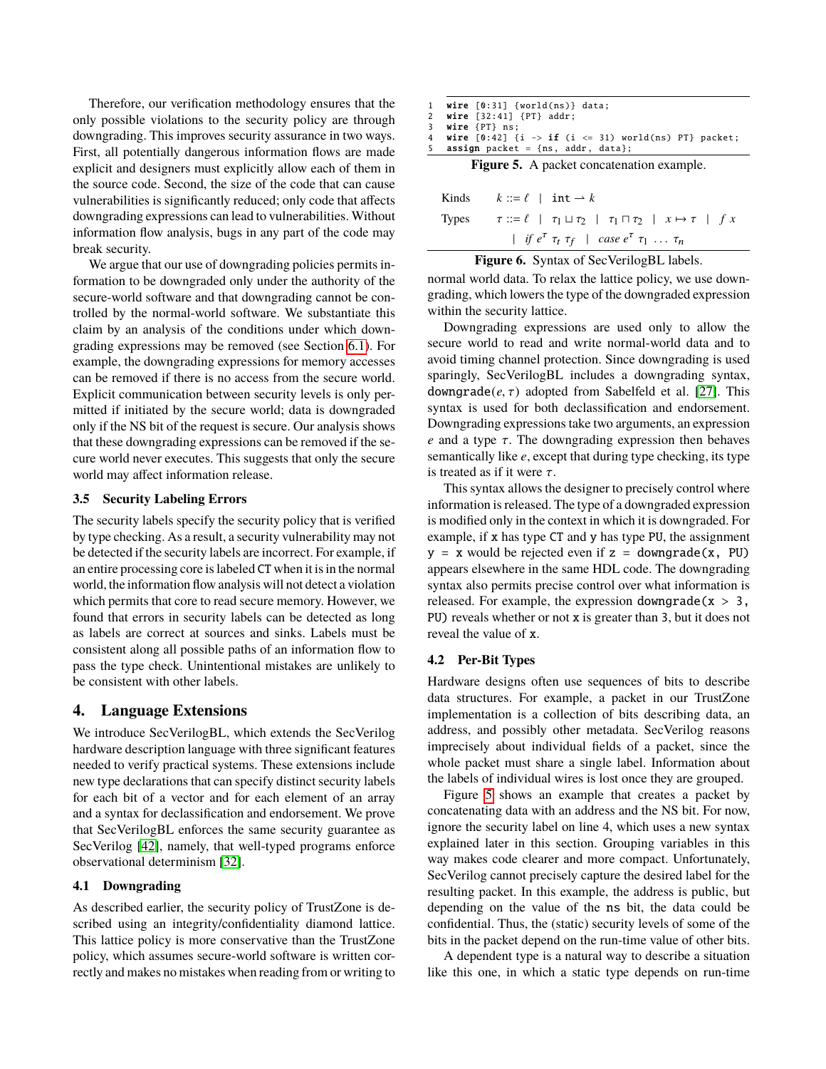Therefore, our verification methodology ensures that the only possible violations to the security policy are through downgrading. This improves security assurance in two ways. First, all potentially dangerous information flows are made explicit and designers must explicitly allow each of them in the source code. Second, the size of the code that can cause vulnerabilities is significantly reduced; only code that affects downgrading expressions can lead to vulnerabilities. Without information flow analysis, bugs in any part of the code may break security.

We argue that our use of downgrading policies permits information to be downgraded only under the authority of the secure-world software and that downgrading cannot be controlled by the normal-world software. We substantiate this claim by an analysis of the conditions under which downgrading expressions may be removed (see Section 6.1). For example, the downgrading expressions for memory accesses can be removed if there is no access from the secure world. Explicit communication between security levels is only permitted if initiated by the secure world; data is downgraded only if the NS bit of the request is secure. Our analysis shows that these downgrading expressions can be removed if the secure world never executes. This suggests that only the secure world may affect information release.

### 3.5 Security Labeling Errors

The security labels specify the security policy that is verified by type checking. As a result, a security vulnerability may not be detected if the security labels are incorrect. For example, if an entire processing core is labeled CT when it is in the normal world, the information flow analysis will not detect a violation which permits that core to read secure memory. However, we found that errors in security labels can be detected as long as labels are correct at sources and sinks. Labels must be consistent along all possible paths of an information flow to pass the type check. Unintentional mistakes are unlikely to be consistent with other labels.

## 4. Language Extensions

We introduce SecVerilogBL, which extends the SecVerilog hardware description language with three significant features needed to verify practical systems. These extensions include new type declarations that can specify distinct security labels for each bit of a vector and for each element of an array and a syntax for declassification and endorsement. We prove that SecVerilogBL enforces the same security guarantee as SecVerilog [42], namely, that well-typed programs enforce observational determinism [32].

### 4.1 Downgrading

As described earlier, the security policy of TrustZone is described using an integrity/confidentiality diamond lattice. This lattice policy is more conservative than the TrustZone policy, which assumes secure-world software is written correctly and makes no mistakes when reading from or writing to normal world data. To relax the lattice policy, we use downgrading, which lowers the type of the downgraded expression within the security lattice.

```
1  wire [0:31] {world(ns)} data;
2  wire [32:41] {PT} addr;
3  wire {PT} ns;
4  wire [0:42] {i -> if (i <= 31) world(ns) PT} packet;
5  assign packet = {ns, addr, data};
```

**Figure 5.** A packet concatenation example.

$$
\begin{array}{lrl}
\text{Kinds} & k ::= & \ell \;\mid\; \texttt{int} \rightharpoonup k \\
\text{Types} & \tau ::= & \ell \;\mid\; \tau_1 \sqcup \tau_2 \;\mid\; \tau_1 \sqcap \tau_2 \;\mid\; x \mapsto \tau \;\mid\; f\ x \\
 & & \mid\; \mathit{if}\ e^{\tau}\ \tau_t\ \tau_f \;\mid\; \mathit{case}\ e^{\tau}\ \tau_1\ \ldots\ \tau_n
\end{array}
$$

**Figure 6.** Syntax of SecVerilogBL labels.

Downgrading expressions are used only to allow the secure world to read and write normal-world data and to avoid timing channel protection. Since downgrading is used sparingly, SecVerilogBL includes a downgrading syntax, downgrade$(e, \tau)$ adopted from Sabelfeld et al. [27]. This syntax is used for both declassification and endorsement. Downgrading expressions take two arguments, an expression $e$ and a type $\tau$. The downgrading expression then behaves semantically like $e$, except that during type checking, its type is treated as if it were $\tau$.

This syntax allows the designer to precisely control where information is released. The type of a downgraded expression is modified only in the context in which it is downgraded. For example, if `x` has type `CT` and `y` has type `PU`, the assignment `y = x` would be rejected even if `z = downgrade(x, PU)` appears elsewhere in the same HDL code. The downgrading syntax also permits precise control over what information is released. For example, the expression `downgrade(x > 3, PU)` reveals whether or not `x` is greater than `3`, but it does not reveal the value of `x`.

### 4.2 Per-Bit Types

Hardware designs often use sequences of bits to describe data structures. For example, a packet in our TrustZone implementation is a collection of bits describing data, an address, and possibly other metadata. SecVerilog reasons imprecisely about individual fields of a packet, since the whole packet must share a single label. Information about the labels of individual wires is lost once they are grouped.

Figure 5 shows an example that creates a packet by concatenating data with an address and the NS bit. For now, ignore the security label on line 4, which uses a new syntax explained later in this section. Grouping variables in this way makes code clearer and more compact. Unfortunately, SecVerilog cannot precisely capture the desired label for the resulting packet. In this example, the address is public, but depending on the value of the `ns` bit, the data could be confidential. Thus, the (static) security levels of some of the bits in the packet depend on the run-time value of other bits.

A dependent type is a natural way to describe a situation like this one, in which a static type depends on run-time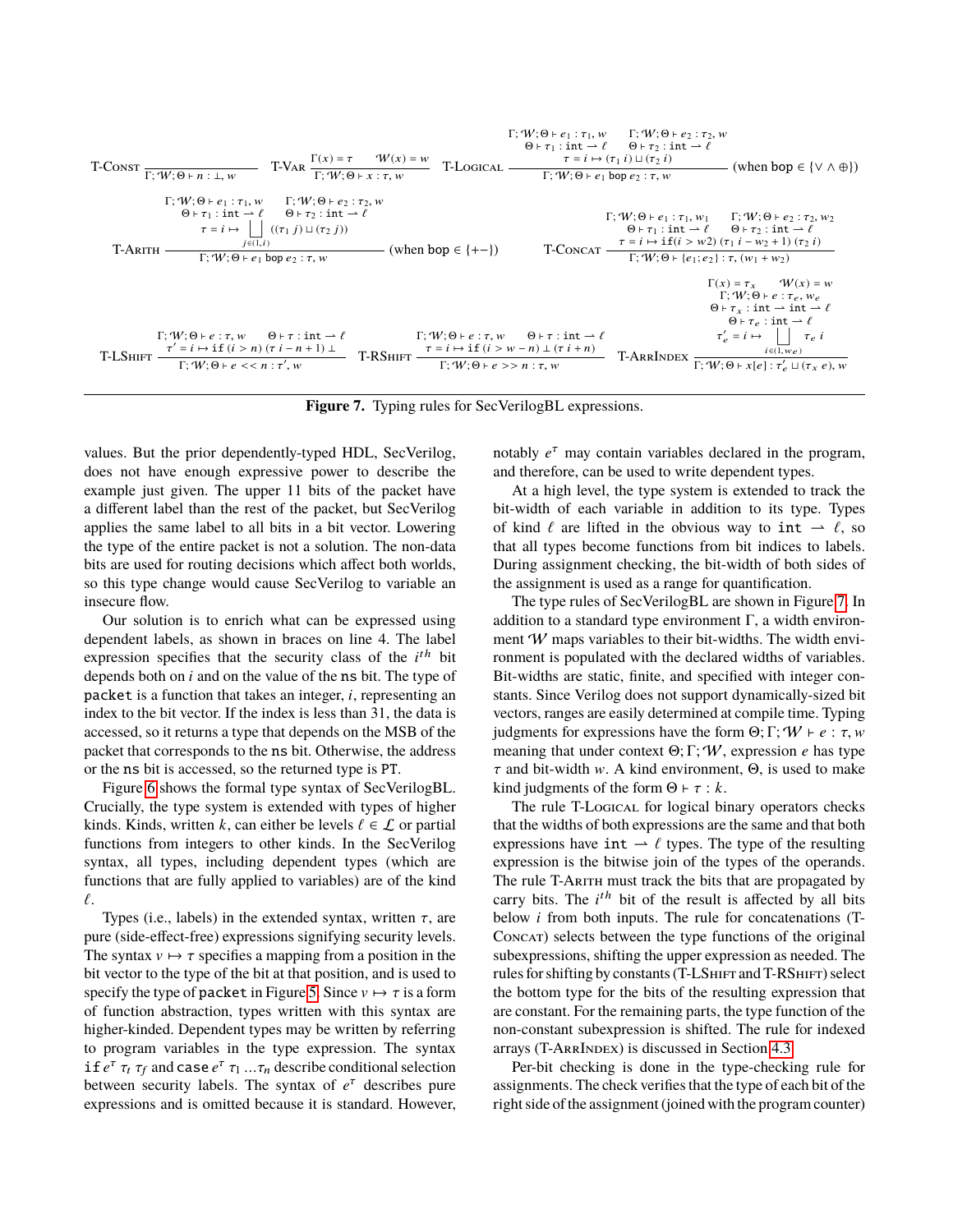$$\text{T-CONST}\ \frac{}{\Gamma;\mathcal{W};\Theta \vdash n : \bot, w} \qquad \text{T-VAR}\ \frac{\Gamma(x) = \tau \qquad \mathcal{W}(x) = w}{\Gamma;\mathcal{W};\Theta \vdash x : \tau, w}$$

$$\text{T-LOGICAL}\ \frac{\begin{array}{c}\Gamma;\mathcal{W};\Theta \vdash e_1 : \tau_1, w \qquad \Gamma;\mathcal{W};\Theta \vdash e_2 : \tau_2, w \\ \Theta \vdash \tau_1 : \mathtt{int} \rightharpoonup \ell \qquad \Theta \vdash \tau_2 : \mathtt{int} \rightharpoonup \ell \\ \tau = i \mapsto (\tau_1\ i) \sqcup (\tau_2\ i)\end{array}}{\Gamma;\mathcal{W};\Theta \vdash e_1\ \mathsf{bop}\ e_2 : \tau, w}\ (\text{when } \mathsf{bop} \in \{\vee \wedge \oplus\})$$

$$\text{T-ARITH}\ \frac{\begin{array}{c}\Gamma;\mathcal{W};\Theta \vdash e_1 : \tau_1, w \qquad \Gamma;\mathcal{W};\Theta \vdash e_2 : \tau_2, w \\ \Theta \vdash \tau_1 : \mathtt{int} \rightharpoonup \ell \qquad \Theta \vdash \tau_2 : \mathtt{int} \rightharpoonup \ell \\ \tau = i \mapsto \bigsqcup_{j \in (1,i)} ((\tau_1\ j) \sqcup (\tau_2\ j))\end{array}}{\Gamma;\mathcal{W};\Theta \vdash e_1\ \mathsf{bop}\ e_2 : \tau, w}\ (\text{when } \mathsf{bop} \in \{+-\})$$

$$\text{T-CONCAT}\ \frac{\begin{array}{c}\Gamma;\mathcal{W};\Theta \vdash e_1 : \tau_1, w_1 \qquad \Gamma;\mathcal{W};\Theta \vdash e_2 : \tau_2, w_2 \\ \Theta \vdash \tau_1 : \mathtt{int} \rightharpoonup \ell \qquad \Theta \vdash \tau_2 : \mathtt{int} \rightharpoonup \ell \\ \tau = i \mapsto \mathtt{if}(i > w2)\ (\tau_1\ i - w_2 + 1)\ (\tau_2\ i)\end{array}}{\Gamma;\mathcal{W};\Theta \vdash \{e_1; e_2\} : \tau, (w_1 + w_2)}$$

$$\text{T-LSHIFT}\ \frac{\begin{array}{c}\Gamma;\mathcal{W};\Theta \vdash e : \tau, w \qquad \Theta \vdash \tau : \mathtt{int} \rightharpoonup \ell \\ \tau' = i \mapsto \mathtt{if}\ (i > n)\ (\tau\ i - n + 1)\ \bot\end{array}}{\Gamma;\mathcal{W};\Theta \vdash e << n : \tau', w} \qquad \text{T-RSHIFT}\ \frac{\begin{array}{c}\Gamma;\mathcal{W};\Theta \vdash e : \tau, w \qquad \Theta \vdash \tau : \mathtt{int} \rightharpoonup \ell \\ \tau = i \mapsto \mathtt{if}\ (i > w - n)\ \bot\ (\tau\ i + n)\end{array}}{\Gamma;\mathcal{W};\Theta \vdash e >> n : \tau, w}$$

$$\text{T-ARRINDEX}\ \frac{\begin{array}{c}\Gamma(x) = \tau_x \qquad \mathcal{W}(x) = w \\ \Gamma;\mathcal{W};\Theta \vdash e : \tau_e, w_e \\ \Theta \vdash \tau_x : \mathtt{int} \rightarrow \mathtt{int} \rightharpoonup \ell \\ \Theta \vdash \tau_e : \mathtt{int} \rightharpoonup \ell \\ \tau'_e = i \mapsto \bigsqcup_{i \in (1, w_e)} \tau_e\ i\end{array}}{\Gamma;\mathcal{W};\Theta \vdash x[e] : \tau'_e \sqcup (\tau_x\ e), w}$$

**Figure 7.** Typing rules for SecVerilogBL expressions.

values. But the prior dependently-typed HDL, SecVerilog, does not have enough expressive power to describe the example just given. The upper 11 bits of the packet have a different label than the rest of the packet, but SecVerilog applies the same label to all bits in a bit vector. Lowering the type of the entire packet is not a solution. The non-data bits are used for routing decisions which affect both worlds, so this type change would cause SecVerilog to variable an insecure flow.

Our solution is to enrich what can be expressed using dependent labels, as shown in braces on line 4. The label expression specifies that the security class of the $i^{th}$ bit depends both on $i$ and on the value of the ns bit. The type of packet is a function that takes an integer, $i$, representing an index to the bit vector. If the index is less than 31, the data is accessed, so it returns a type that depends on the MSB of the packet that corresponds to the ns bit. Otherwise, the address or the ns bit is accessed, so the returned type is PT.

Figure 6 shows the formal type syntax of SecVerilogBL. Crucially, the type system is extended with types of higher kinds. Kinds, written $k$, can either be levels $\ell \in \mathcal{L}$ or partial functions from integers to other kinds. In the SecVerilog syntax, all types, including dependent types (which are functions that are fully applied to variables) are of the kind $\ell$.

Types (i.e., labels) in the extended syntax, written $\tau$, are pure (side-effect-free) expressions signifying security levels. The syntax $v \mapsto \tau$ specifies a mapping from a position in the bit vector to the type of the bit at that position, and is used to specify the type of packet in Figure 5. Since $v \mapsto \tau$ is a form of function abstraction, types written with this syntax are higher-kinded. Dependent types may be written by referring to program variables in the type expression. The syntax $\mathtt{if}\, e^\tau\ \tau_t\ \tau_f$ and $\mathtt{case}\, e^\tau\ \tau_1 \ldots \tau_n$ describe conditional selection between security labels. The syntax of $e^\tau$ describes pure expressions and is omitted because it is standard. However, notably $e^\tau$ may contain variables declared in the program, and therefore, can be used to write dependent types.

At a high level, the type system is extended to track the bit-width of each variable in addition to its type. Types of kind $\ell$ are lifted in the obvious way to $\mathtt{int} \rightharpoonup \ell$, so that all types become functions from bit indices to labels. During assignment checking, the bit-width of both sides of the assignment is used as a range for quantification.

The type rules of SecVerilogBL are shown in Figure 7. In addition to a standard type environment $\Gamma$, a width environment $\mathcal{W}$ maps variables to their bit-widths. The width environment is populated with the declared widths of variables. Bit-widths are static, finite, and specified with integer constants. Since Verilog does not support dynamically-sized bit vectors, ranges are easily determined at compile time. Typing judgments for expressions have the form $\Theta;\Gamma;\mathcal{W} \vdash e : \tau, w$ meaning that under context $\Theta;\Gamma;\mathcal{W}$, expression $e$ has type $\tau$ and bit-width $w$. A kind environment, $\Theta$, is used to make kind judgments of the form $\Theta \vdash \tau : k$.

The rule T-LOGICAL for logical binary operators checks that the widths of both expressions are the same and that both expressions have $\mathtt{int} \rightharpoonup \ell$ types. The type of the resulting expression is the bitwise join of the types of the operands. The rule T-ARITH must track the bits that are propagated by carry bits. The $i^{th}$ bit of the result is affected by all bits below $i$ from both inputs. The rule for concatenations (T-CONCAT) selects between the type functions of the original subexpressions, shifting the upper expression as needed. The rules for shifting by constants (T-LSHIFT and T-RSHIFT) select the bottom type for the bits of the resulting expression that are constant. For the remaining parts, the type function of the non-constant subexpression is shifted. The rule for indexed arrays (T-ARRINDEX) is discussed in Section 4.3.

Per-bit checking is done in the type-checking rule for assignments. The check verifies that the type of each bit of the right side of the assignment (joined with the program counter)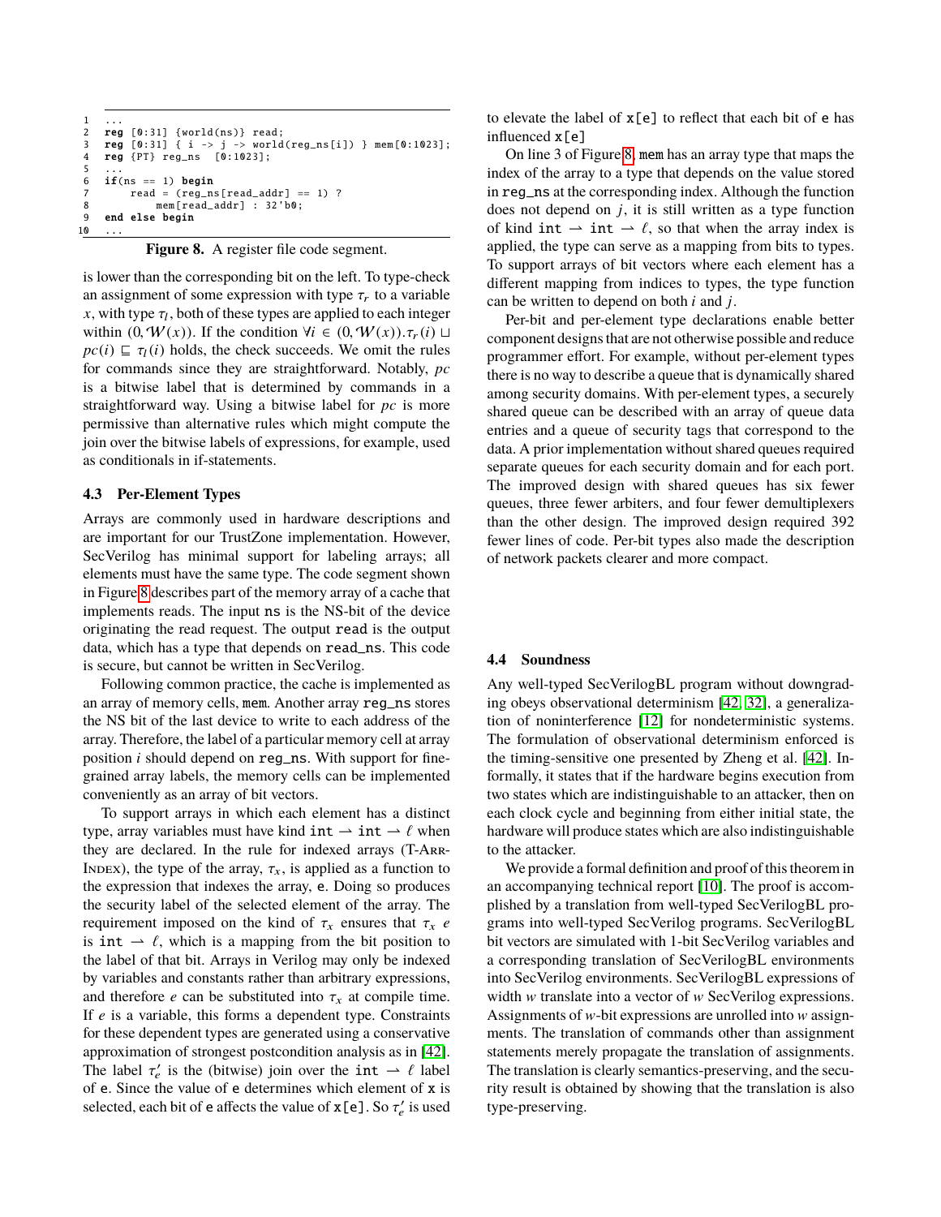```
1  ...
2  reg [0:31] {world(ns)} read;
3  reg [0:31] { i -> j -> world(reg_ns[i]) } mem[0:1023];
4  reg {PT} reg_ns  [0:1023];
5  ...
6  if(ns == 1) begin
7      read = (reg_ns[read_addr] == 1) ?
8          mem[read_addr] : 32'b0;
9  end else begin
10 ...
```

**Figure 8.** A register file code segment.

is lower than the corresponding bit on the left. To type-check an assignment of some expression with type $\tau_r$ to a variable $x$, with type $\tau_l$, both of these types are applied to each integer within $(0, \mathcal{W}(x))$. If the condition $\forall i \in (0, \mathcal{W}(x)).\tau_r(i) \sqcup pc(i) \sqsubseteq \tau_l(i)$ holds, the check succeeds. We omit the rules for commands since they are straightforward. Notably, $pc$ is a bitwise label that is determined by commands in a straightforward way. Using a bitwise label for $pc$ is more permissive than alternative rules which might compute the join over the bitwise labels of expressions, for example, used as conditionals in if-statements.

### 4.3 Per-Element Types

Arrays are commonly used in hardware descriptions and are important for our TrustZone implementation. However, SecVerilog has minimal support for labeling arrays; all elements must have the same type. The code segment shown in Figure 8 describes part of the memory array of a cache that implements reads. The input ns is the NS-bit of the device originating the read request. The output read is the output data, which has a type that depends on read_ns. This code is secure, but cannot be written in SecVerilog.

Following common practice, the cache is implemented as an array of memory cells, mem. Another array reg_ns stores the NS bit of the last device to write to each address of the array. Therefore, the label of a particular memory cell at array position $i$ should depend on reg_ns. With support for fine-grained array labels, the memory cells can be implemented conveniently as an array of bit vectors.

To support arrays in which each element has a distinct type, array variables must have kind $\texttt{int} \rightharpoonup \texttt{int} \rightharpoonup \ell$ when they are declared. In the rule for indexed arrays (T-Arr-Index), the type of the array, $\tau_x$, is applied as a function to the expression that indexes the array, e. Doing so produces the security label of the selected element of the array. The requirement imposed on the kind of $\tau_x$ ensures that $\tau_x\ e$ is $\texttt{int} \rightharpoonup \ell$, which is a mapping from the bit position to the label of that bit. Arrays in Verilog may only be indexed by variables and constants rather than arbitrary expressions, and therefore $e$ can be substituted into $\tau_x$ at compile time. If $e$ is a variable, this forms a dependent type. Constraints for these dependent types are generated using a conservative approximation of strongest postcondition analysis as in [42]. The label $\tau_e'$ is the (bitwise) join over the $\texttt{int} \rightharpoonup \ell$ label of e. Since the value of e determines which element of x is selected, each bit of e affects the value of x[e]. So $\tau_e'$ is used to elevate the label of x[e] to reflect that each bit of e has influenced x[e]

On line 3 of Figure 8, mem has an array type that maps the index of the array to a type that depends on the value stored in reg_ns at the corresponding index. Although the function does not depend on $j$, it is still written as a type function of kind $\texttt{int} \rightharpoonup \texttt{int} \rightharpoonup \ell$, so that when the array index is applied, the type can serve as a mapping from bits to types. To support arrays of bit vectors where each element has a different mapping from indices to types, the type function can be written to depend on both $i$ and $j$.

Per-bit and per-element type declarations enable better component designs that are not otherwise possible and reduce programmer effort. For example, without per-element types there is no way to describe a queue that is dynamically shared among security domains. With per-element types, a securely shared queue can be described with an array of queue data entries and a queue of security tags that correspond to the data. A prior implementation without shared queues required separate queues for each security domain and for each port. The improved design with shared queues has six fewer queues, three fewer arbiters, and four fewer demultiplexers than the other design. The improved design required 392 fewer lines of code. Per-bit types also made the description of network packets clearer and more compact.

### 4.4 Soundness

Any well-typed SecVerilogBL program without downgrading obeys observational determinism [42, 32], a generalization of noninterference [12] for nondeterministic systems. The formulation of observational determinism enforced is the timing-sensitive one presented by Zheng et al. [42]. Informally, it states that if the hardware begins execution from two states which are indistinguishable to an attacker, then on each clock cycle and beginning from either initial state, the hardware will produce states which are also indistinguishable to the attacker.

We provide a formal definition and proof of this theorem in an accompanying technical report [10]. The proof is accomplished by a translation from well-typed SecVerilogBL programs into well-typed SecVerilog programs. SecVerilogBL bit vectors are simulated with 1-bit SecVerilog variables and a corresponding translation of SecVerilogBL environments into SecVerilog environments. SecVerilogBL expressions of width $w$ translate into a vector of $w$ SecVerilog expressions. Assignments of $w$-bit expressions are unrolled into $w$ assignments. The translation of commands other than assignment statements merely propagate the translation of assignments. The translation is clearly semantics-preserving, and the security result is obtained by showing that the translation is also type-preserving.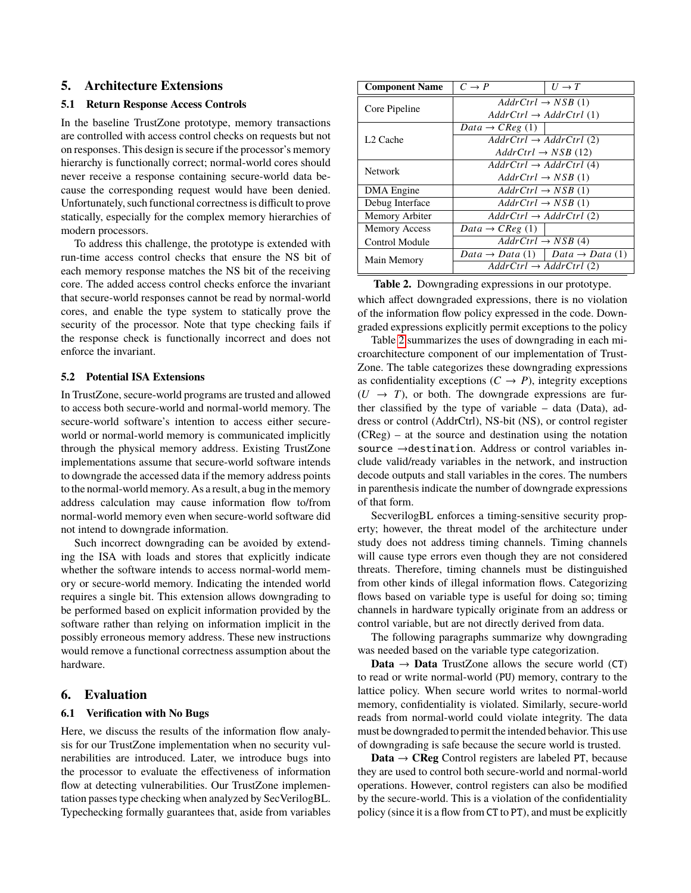## 5. Architecture Extensions

### 5.1 Return Response Access Controls

In the baseline TrustZone prototype, memory transactions are controlled with access control checks on requests but not on responses. This design is secure if the processor's memory hierarchy is functionally correct; normal-world cores should never receive a response containing secure-world data because the corresponding request would have been denied. Unfortunately, such functional correctness is difficult to prove statically, especially for the complex memory hierarchies of modern processors.

To address this challenge, the prototype is extended with run-time access control checks that ensure the NS bit of each memory response matches the NS bit of the receiving core. The added access control checks enforce the invariant that secure-world responses cannot be read by normal-world cores, and enable the type system to statically prove the security of the processor. Note that type checking fails if the response check is functionally incorrect and does not enforce the invariant.

### 5.2 Potential ISA Extensions

In TrustZone, secure-world programs are trusted and allowed to access both secure-world and normal-world memory. The secure-world software's intention to access either secure-world or normal-world memory is communicated implicitly through the physical memory address. Existing TrustZone implementations assume that secure-world software intends to downgrade the accessed data if the memory address points to the normal-world memory. As a result, a bug in the memory address calculation may cause information flow to/from normal-world memory even when secure-world software did not intend to downgrade information.

Such incorrect downgrading can be avoided by extending the ISA with loads and stores that explicitly indicate whether the software intends to access normal-world memory or secure-world memory. Indicating the intended world requires a single bit. This extension allows downgrading to be performed based on explicit information provided by the software rather than relying on information implicit in the possibly erroneous memory address. These new instructions would remove a functional correctness assumption about the hardware.

## 6. Evaluation

### 6.1 Verification with No Bugs

Here, we discuss the results of the information flow analysis for our TrustZone implementation when no security vulnerabilities are introduced. Later, we introduce bugs into the processor to evaluate the effectiveness of information flow at detecting vulnerabilities. Our TrustZone implementation passes type checking when analyzed by SecVerilogBL. Typechecking formally guarantees that, aside from variables which affect downgraded expressions, there is no violation of the information flow policy expressed in the code. Downgraded expressions explicitly permit exceptions to the policy

| Component Name | $C \rightarrow P$ | $U \rightarrow T$ |
|---|---|---|
| Core Pipeline | $AddrCtrl \rightarrow NSB$ (1) | |
| | $AddrCtrl \rightarrow AddrCtrl$ (1) | |
| L2 Cache | $Data \rightarrow CReg$ (1) | |
| | $AddrCtrl \rightarrow AddrCtrl$ (2) | |
| | $AddrCtrl \rightarrow NSB$ (12) | |
| Network | $AddrCtrl \rightarrow AddrCtrl$ (4) | |
| | $AddrCtrl \rightarrow NSB$ (1) | |
| DMA Engine | $AddrCtrl \rightarrow NSB$ (1) | |
| Debug Interface | $AddrCtrl \rightarrow NSB$ (1) | |
| Memory Arbiter | $AddrCtrl \rightarrow AddrCtrl$ (2) | |
| Memory Access Control Module | $Data \rightarrow CReg$ (1) | |
| | $AddrCtrl \rightarrow NSB$ (4) | |
| Main Memory | $Data \rightarrow Data$ (1) | $Data \rightarrow Data$ (1) |
| | $AddrCtrl \rightarrow AddrCtrl$ (2) | |

**Table 2.** Downgrading expressions in our prototype.

Table 2 summarizes the uses of downgrading in each microarchitecture component of our implementation of TrustZone. The table categorizes these downgrading expressions as confidentiality exceptions ($C \rightarrow P$), integrity exceptions ($U \rightarrow T$), or both. The downgrade expressions are further classified by the type of variable – data (Data), address or control (AddrCtrl), NS-bit (NS), or control register (CReg) – at the source and destination using the notation `source →destination`. Address or control variables include valid/ready variables in the network, and instruction decode outputs and stall variables in the cores. The numbers in parenthesis indicate the number of downgrade expressions of that form.

SecverilogBL enforces a timing-sensitive security property; however, the threat model of the architecture under study does not address timing channels. Timing channels will cause type errors even though they are not considered threats. Therefore, timing channels must be distinguished from other kinds of illegal information flows. Categorizing flows based on variable type is useful for doing so; timing channels in hardware typically originate from an address or control variable, but are not directly derived from data.

The following paragraphs summarize why downgrading was needed based on the variable type categorization.

**Data → Data** TrustZone allows the secure world (CT) to read or write normal-world (PU) memory, contrary to the lattice policy. When secure world writes to normal-world memory, confidentiality is violated. Similarly, secure-world reads from normal-world could violate integrity. The data must be downgraded to permit the intended behavior. This use of downgrading is safe because the secure world is trusted.

**Data → CReg** Control registers are labeled PT, because they are used to control both secure-world and normal-world operations. However, control registers can also be modified by the secure-world. This is a violation of the confidentiality policy (since it is a flow from CT to PT), and must be explicitly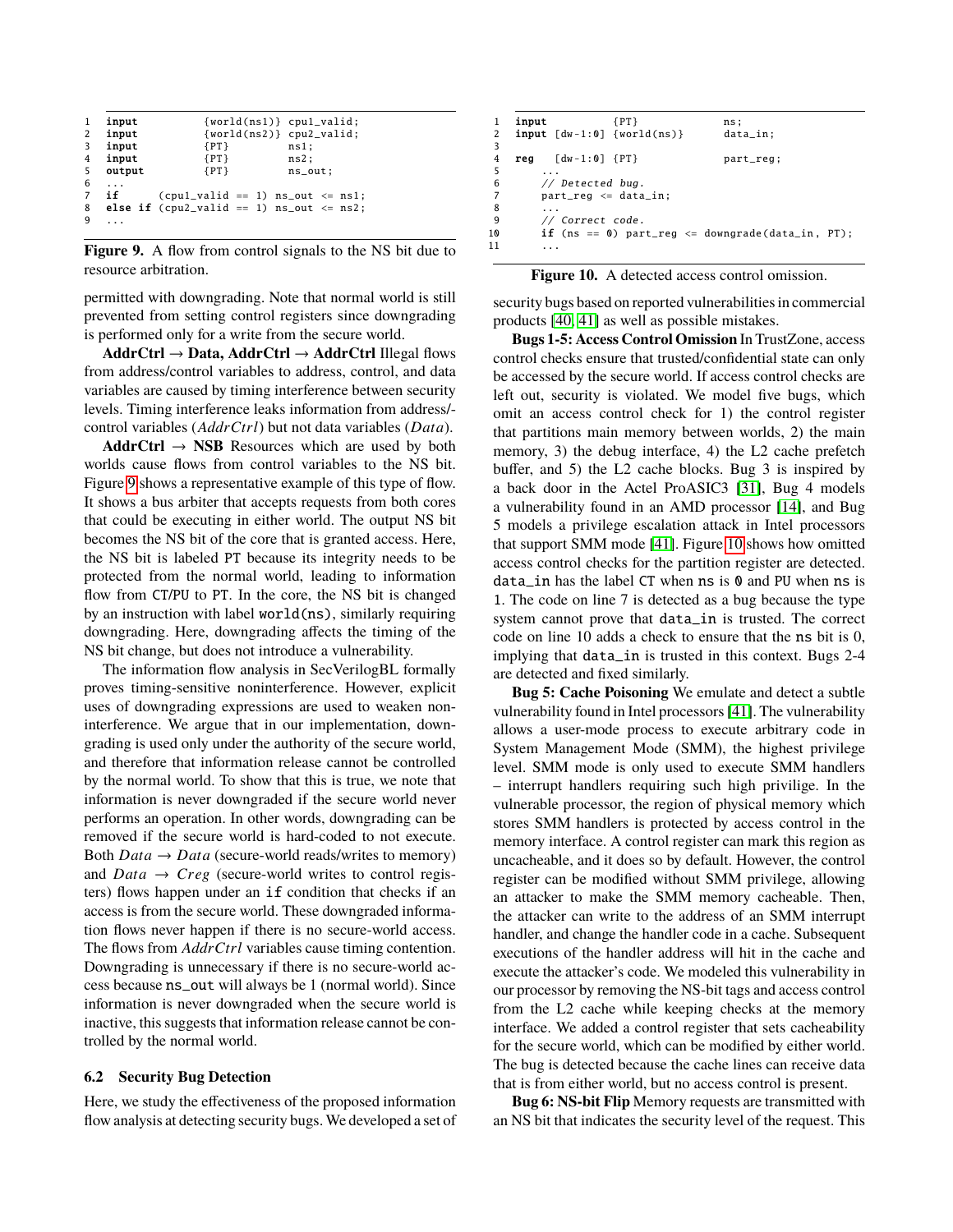```
1   input          {world(ns1)} cpu1_valid;
2   input          {world(ns2)} cpu2_valid;
3   input          {PT}         ns1;
4   input          {PT}         ns2;
5   output         {PT}         ns_out;
6   ...
7   if      (cpu1_valid == 1) ns_out <= ns1;
8   else if (cpu2_valid == 1) ns_out <= ns2;
9   ...
```

**Figure 9.** A flow from control signals to the NS bit due to resource arbitration.

permitted with downgrading. Note that normal world is still prevented from setting control registers since downgrading is performed only for a write from the secure world.

**AddrCtrl → Data, AddrCtrl → AddrCtrl** Illegal flows from address/control variables to address, control, and data variables are caused by timing interference between security levels. Timing interference leaks information from address/control variables (*AddrCtrl*) but not data variables (*Data*).

**AddrCtrl → NSB** Resources which are used by both worlds cause flows from control variables to the NS bit. Figure 9 shows a representative example of this type of flow. It shows a bus arbiter that accepts requests from both cores that could be executing in either world. The output NS bit becomes the NS bit of the core that is granted access. Here, the NS bit is labeled PT because its integrity needs to be protected from the normal world, leading to information flow from CT/PU to PT. In the core, the NS bit is changed by an instruction with label world(ns), similarly requiring downgrading. Here, downgrading affects the timing of the NS bit change, but does not introduce a vulnerability.

The information flow analysis in SecVerilogBL formally proves timing-sensitive noninterference. However, explicit uses of downgrading expressions are used to weaken noninterference. We argue that in our implementation, downgrading is used only under the authority of the secure world, and therefore that information release cannot be controlled by the normal world. To show that this is true, we note that information is never downgraded if the secure world never performs an operation. In other words, downgrading can be removed if the secure world is hard-coded to not execute. Both *Data* → *Data* (secure-world reads/writes to memory) and *Data* → *Creg* (secure-world writes to control registers) flows happen under an `if` condition that checks if an access is from the secure world. These downgraded information flows never happen if there is no secure-world access. The flows from *AddrCtrl* variables cause timing contention. Downgrading is unnecessary if there is no secure-world access because ns_out will always be 1 (normal world). Since information is never downgraded when the secure world is inactive, this suggests that information release cannot be controlled by the normal world.

### 6.2 Security Bug Detection

Here, we study the effectiveness of the proposed information flow analysis at detecting security bugs. We developed a set of security bugs based on reported vulnerabilities in commercial products [40, 41] as well as possible mistakes.

```
1   input          {PT}          ns;
2   input [dw-1:0] {world(ns)}   data_in;
3
4   reg   [dw-1:0] {PT}          part_reg;
5       ...
6       // Detected bug.
7       part_reg <= data_in;
8       ...
9       // Correct code.
10      if (ns == 0) part_reg <= downgrade(data_in, PT);
11      ...
```

**Figure 10.** A detected access control omission.

**Bugs 1-5: Access Control Omission** In TrustZone, access control checks ensure that trusted/confidential state can only be accessed by the secure world. If access control checks are left out, security is violated. We model five bugs, which omit an access control check for 1) the control register that partitions main memory between worlds, 2) the main memory, 3) the debug interface, 4) the L2 cache prefetch buffer, and 5) the L2 cache blocks. Bug 3 is inspired by a back door in the Actel ProASIC3 [31], Bug 4 models a vulnerability found in an AMD processor [14], and Bug 5 models a privilege escalation attack in Intel processors that support SMM mode [41]. Figure 10 shows how omitted access control checks for the partition register are detected. data_in has the label CT when ns is 0 and PU when ns is 1. The code on line 7 is detected as a bug because the type system cannot prove that data_in is trusted. The correct code on line 10 adds a check to ensure that the ns bit is 0, implying that data_in is trusted in this context. Bugs 2-4 are detected and fixed similarly.

**Bug 5: Cache Poisoning** We emulate and detect a subtle vulnerability found in Intel processors [41]. The vulnerability allows a user-mode process to execute arbitrary code in System Management Mode (SMM), the highest privilege level. SMM mode is only used to execute SMM handlers – interrupt handlers requiring such high privilige. In the vulnerable processor, the region of physical memory which stores SMM handlers is protected by access control in the memory interface. A control register can mark this region as uncacheable, and it does so by default. However, the control register can be modified without SMM privilege, allowing an attacker to make the SMM memory cacheable. Then, the attacker can write to the address of an SMM interrupt handler, and change the handler code in a cache. Subsequent executions of the handler address will hit in the cache and execute the attacker's code. We modeled this vulnerability in our processor by removing the NS-bit tags and access control from the L2 cache while keeping checks at the memory interface. We added a control register that sets cacheability for the secure world, which can be modified by either world. The bug is detected because the cache lines can receive data that is from either world, but no access control is present.

**Bug 6: NS-bit Flip** Memory requests are transmitted with an NS bit that indicates the security level of the request. This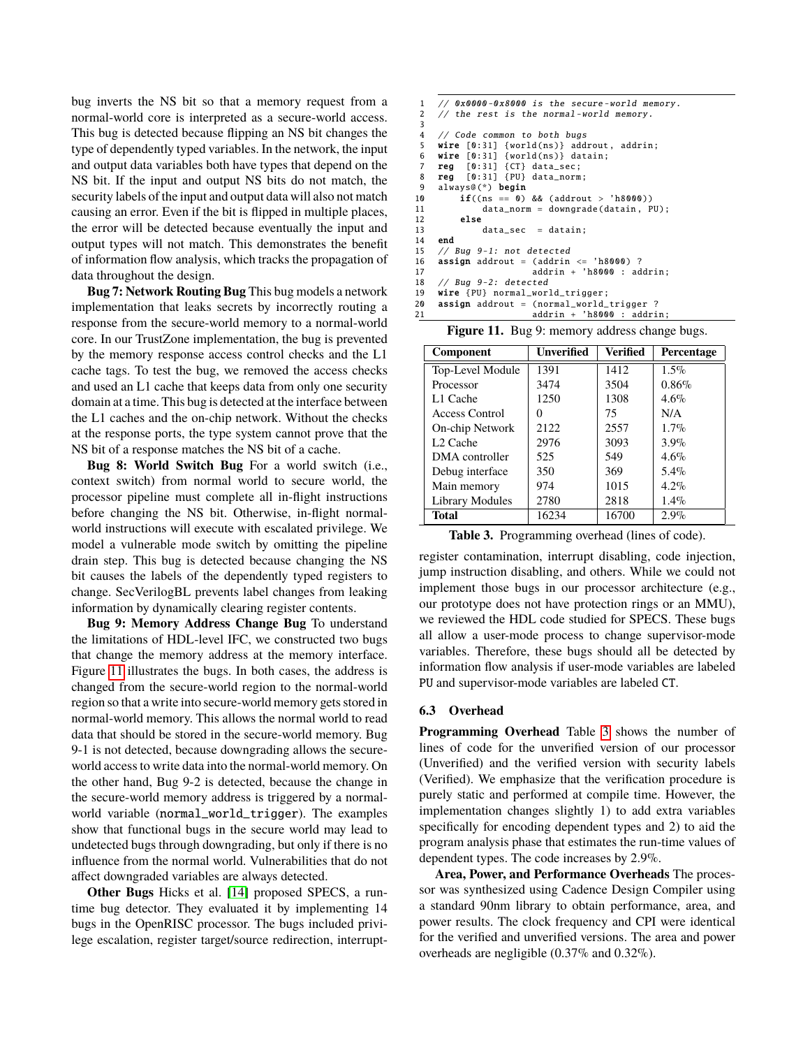bug inverts the NS bit so that a memory request from a normal-world core is interpreted as a secure-world access. This bug is detected because flipping an NS bit changes the type of dependently typed variables. In the network, the input and output data variables both have types that depend on the NS bit. If the input and output NS bits do not match, the security labels of the input and output data will also not match causing an error. Even if the bit is flipped in multiple places, the error will be detected because eventually the input and output types will not match. This demonstrates the benefit of information flow analysis, which tracks the propagation of data throughout the design.

**Bug 7: Network Routing Bug** This bug models a network implementation that leaks secrets by incorrectly routing a response from the secure-world memory to a normal-world core. In our TrustZone implementation, the bug is prevented by the memory response access control checks and the L1 cache tags. To test the bug, we removed the access checks and used an L1 cache that keeps data from only one security domain at a time. This bug is detected at the interface between the L1 caches and the on-chip network. Without the checks at the response ports, the type system cannot prove that the NS bit of a response matches the NS bit of a cache.

**Bug 8: World Switch Bug** For a world switch (i.e., context switch) from normal world to secure world, the processor pipeline must complete all in-flight instructions before changing the NS bit. Otherwise, in-flight normal-world instructions will execute with escalated privilege. We model a vulnerable mode switch by omitting the pipeline drain step. This bug is detected because changing the NS bit causes the labels of the dependently typed registers to change. SecVerilogBL prevents label changes from leaking information by dynamically clearing register contents.

**Bug 9: Memory Address Change Bug** To understand the limitations of HDL-level IFC, we constructed two bugs that change the memory address at the memory interface. Figure 11 illustrates the bugs. In both cases, the address is changed from the secure-world region to the normal-world region so that a write into secure-world memory gets stored in normal-world memory. This allows the normal world to read data that should be stored in the secure-world memory. Bug 9-1 is not detected, because downgrading allows the secure-world access to write data into the normal-world memory. On the other hand, Bug 9-2 is detected, because the change in the secure-world memory address is triggered by a normal-world variable (`normal_world_trigger`). The examples show that functional bugs in the secure world may lead to undetected bugs through downgrading, but only if there is no influence from the normal world. Vulnerabilities that do not affect downgraded variables are always detected.

**Other Bugs** Hicks et al. [14] proposed SPECS, a run-time bug detector. They evaluated it by implementing 14 bugs in the OpenRISC processor. The bugs included privilege escalation, register target/source redirection, interrupt-register contamination, interrupt disabling, code injection, jump instruction disabling, and others. While we could not implement those bugs in our processor architecture (e.g., our prototype does not have protection rings or an MMU), we reviewed the HDL code studied for SPECS. These bugs all allow a user-mode process to change supervisor-mode variables. Therefore, these bugs should all be detected by information flow analysis if user-mode variables are labeled PU and supervisor-mode variables are labeled CT.

```
1   // 0x0000-0x8000 is the secure-world memory.
2   // the rest is the normal-world memory.
3
4   // Code common to both bugs
5   wire [0:31] {world(ns)} addrout, addrin;
6   wire [0:31] {world(ns)} datain;
7   reg  [0:31] {CT} data_sec;
8   reg  [0:31] {PU} data_norm;
9   always@(*) begin
10      if((ns == 0) && (addrout > 'h8000))
11          data_norm = downgrade(datain, PU);
12      else
13          data_sec  = datain;
14  end
15  // Bug 9-1: not detected
16  assign addrout = (addrin <= 'h8000) ?
17                   addrin + 'h8000 : addrin;
18  // Bug 9-2: detected
19  wire {PU} normal_world_trigger;
20  assign addrout = (normal_world_trigger ?
21                   addrin + 'h8000 : addrin;
```

**Figure 11.** Bug 9: memory address change bugs.

| Component | Unverified | Verified | Percentage |
|---|---|---|---|
| Top-Level Module | 1391 | 1412 | 1.5% |
| Processor | 3474 | 3504 | 0.86% |
| L1 Cache | 1250 | 1308 | 4.6% |
| Access Control | 0 | 75 | N/A |
| On-chip Network | 2122 | 2557 | 1.7% |
| L2 Cache | 2976 | 3093 | 3.9% |
| DMA controller | 525 | 549 | 4.6% |
| Debug interface | 350 | 369 | 5.4% |
| Main memory | 974 | 1015 | 4.2% |
| Library Modules | 2780 | 2818 | 1.4% |
| **Total** | 16234 | 16700 | 2.9% |

**Table 3.** Programming overhead (lines of code).

### 6.3 Overhead

**Programming Overhead** Table 3 shows the number of lines of code for the unverified version of our processor (Unverified) and the verified version with security labels (Verified). We emphasize that the verification procedure is purely static and performed at compile time. However, the implementation changes slightly 1) to add extra variables specifically for encoding dependent types and 2) to aid the program analysis phase that estimates the run-time values of dependent types. The code increases by 2.9%.

**Area, Power, and Performance Overheads** The processor was synthesized using Cadence Design Compiler using a standard 90nm library to obtain performance, area, and power results. The clock frequency and CPI were identical for the verified and unverified versions. The area and power overheads are negligible (0.37% and 0.32%).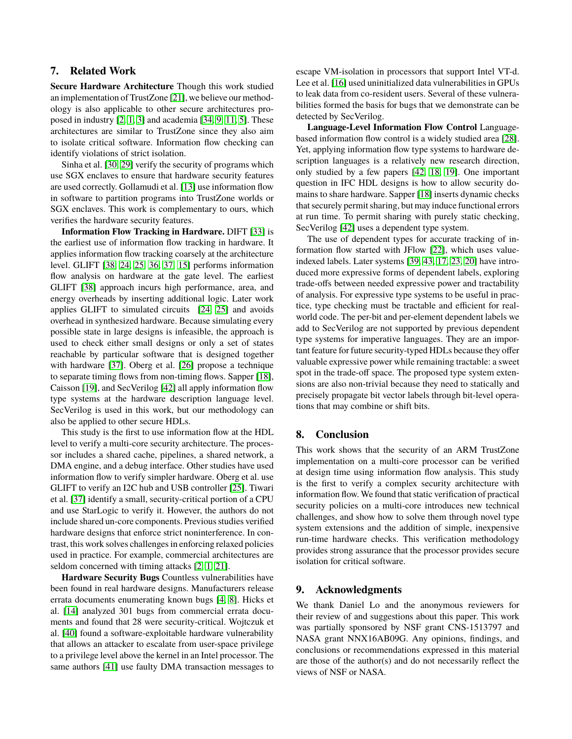## 7. Related Work

**Secure Hardware Architecture** Though this work studied an implementation of TrustZone [21], we believe our methodology is also applicable to other secure architectures proposed in industry [2, 1, 3] and academia [34, 9, 11, 5]. These architectures are similar to TrustZone since they also aim to isolate critical software. Information flow checking can identify violations of strict isolation.

Sinha et al. [30, 29] verify the security of programs which use SGX enclaves to ensure that hardware security features are used correctly. Gollamudi et al. [13] use information flow in software to partition programs into TrustZone worlds or SGX enclaves. This work is complementary to ours, which verifies the hardware security features.

**Information Flow Tracking in Hardware.** DIFT [33] is the earliest use of information flow tracking in hardware. It applies information flow tracking coarsely at the architecture level. GLIFT [38, 24, 25, 36, 37, 15] performs information flow analysis on hardware at the gate level. The earliest GLIFT [38] approach incurs high performance, area, and energy overheads by inserting additional logic. Later work applies GLIFT to simulated circuits [24, 25] and avoids overhead in synthesized hardware. Because simulating every possible state in large designs is infeasible, the approach is used to check either small designs or only a set of states reachable by particular software that is designed together with hardware [37]. Oberg et al. [26] propose a technique to separate timing flows from non-timing flows. Sapper [18], Caisson [19], and SecVerilog [42] all apply information flow type systems at the hardware description language level. SecVerilog is used in this work, but our methodology can also be applied to other secure HDLs.

This study is the first to use information flow at the HDL level to verify a multi-core security architecture. The processor includes a shared cache, pipelines, a shared network, a DMA engine, and a debug interface. Other studies have used information flow to verify simpler hardware. Oberg et al. use GLIFT to verify an I2C hub and USB controller [25]. Tiwari et al. [37] identify a small, security-critical portion of a CPU and use StarLogic to verify it. However, the authors do not include shared un-core components. Previous studies verified hardware designs that enforce strict noninterference. In contrast, this work solves challenges in enforcing relaxed policies used in practice. For example, commercial architectures are seldom concerned with timing attacks [2, 1, 21].

**Hardware Security Bugs** Countless vulnerabilities have been found in real hardware designs. Manufacturers release errata documents enumerating known bugs [4, 8]. Hicks et al. [14] analyzed 301 bugs from commercial errata documents and found that 28 were security-critical. Wojtczuk et al. [40] found a software-exploitable hardware vulnerability that allows an attacker to escalate from user-space privilege to a privilege level above the kernel in an Intel processor. The same authors [41] use faulty DMA transaction messages to escape VM-isolation in processors that support Intel VT-d. Lee et al. [16] used uninitialized data vulnerabilities in GPUs to leak data from co-resident users. Several of these vulnerabilities formed the basis for bugs that we demonstrate can be detected by SecVerilog.

**Language-Level Information Flow Control** Language-based information flow control is a widely studied area [28]. Yet, applying information flow type systems to hardware description languages is a relatively new research direction, only studied by a few papers [42, 18, 19]. One important question in IFC HDL designs is how to allow security domains to share hardware. Sapper [18] inserts dynamic checks that securely permit sharing, but may induce functional errors at run time. To permit sharing with purely static checking, SecVerilog [42] uses a dependent type system.

The use of dependent types for accurate tracking of information flow started with JFlow [22], which uses value-indexed labels. Later systems [39, 43, 17, 23, 20] have introduced more expressive forms of dependent labels, exploring trade-offs between needed expressive power and tractability of analysis. For expressive type systems to be useful in practice, type checking must be tractable and efficient for real-world code. The per-bit and per-element dependent labels we add to SecVerilog are not supported by previous dependent type systems for imperative languages. They are an important feature for future security-typed HDLs because they offer valuable expressive power while remaining tractable: a sweet spot in the trade-off space. The proposed type system extensions are also non-trivial because they need to statically and precisely propagate bit vector labels through bit-level operations that may combine or shift bits.

## 8. Conclusion

This work shows that the security of an ARM TrustZone implementation on a multi-core processor can be verified at design time using information flow analysis. This study is the first to verify a complex security architecture with information flow. We found that static verification of practical security policies on a multi-core introduces new technical challenges, and show how to solve them through novel type system extensions and the addition of simple, inexpensive run-time hardware checks. This verification methodology provides strong assurance that the processor provides secure isolation for critical software.

## 9. Acknowledgments

We thank Daniel Lo and the anonymous reviewers for their review of and suggestions about this paper. This work was partially sponsored by NSF grant CNS-1513797 and NASA grant NNX16AB09G. Any opinions, findings, and conclusions or recommendations expressed in this material are those of the author(s) and do not necessarily reflect the views of NSF or NASA.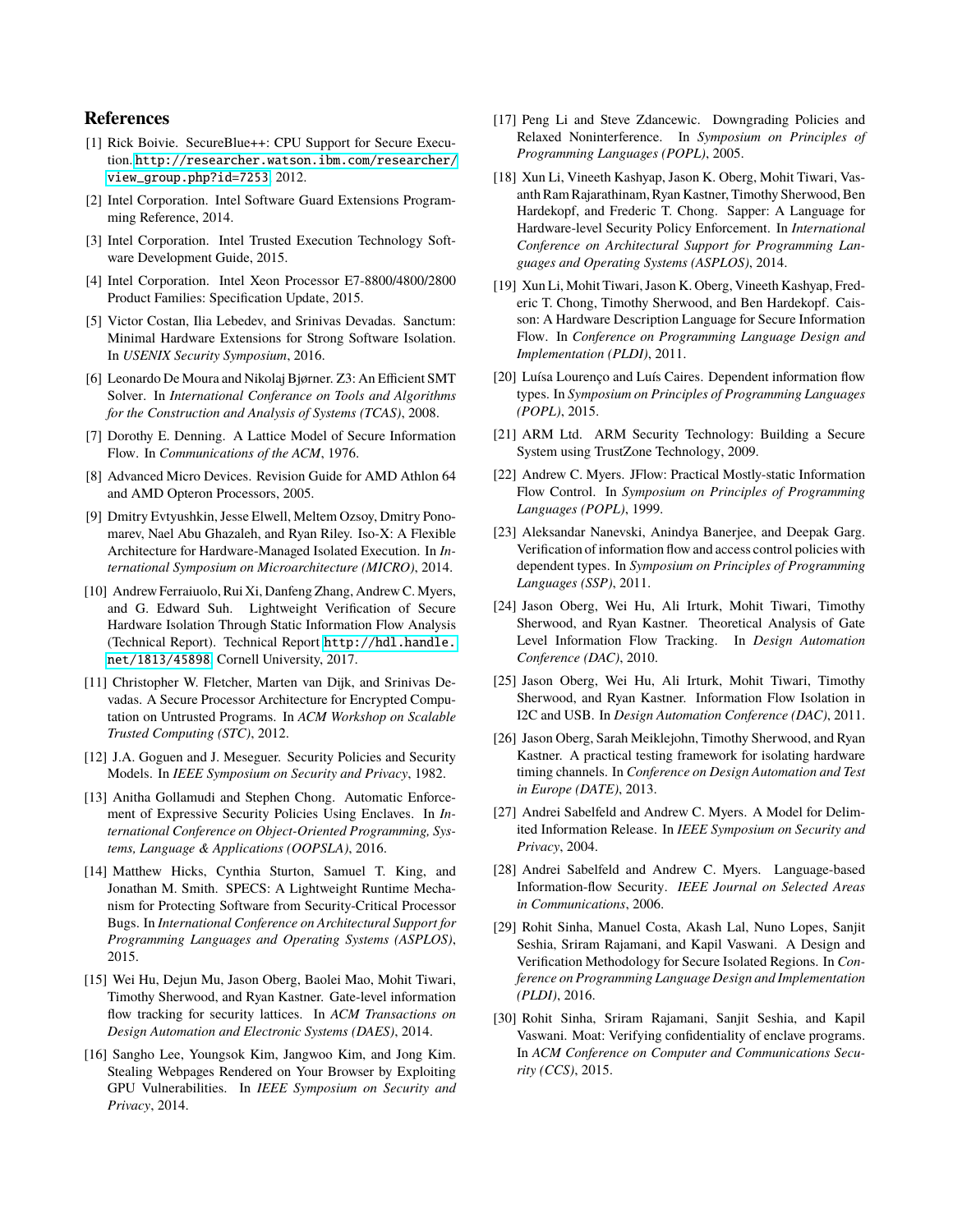# References

[1] Rick Boivie. SecureBlue++: CPU Support for Secure Execution. http://researcher.watson.ibm.com/researcher/view_group.php?id=7253, 2012.

[2] Intel Corporation. Intel Software Guard Extensions Programming Reference, 2014.

[3] Intel Corporation. Intel Trusted Execution Technology Software Development Guide, 2015.

[4] Intel Corporation. Intel Xeon Processor E7-8800/4800/2800 Product Families: Specification Update, 2015.

[5] Victor Costan, Ilia Lebedev, and Srinivas Devadas. Sanctum: Minimal Hardware Extensions for Strong Software Isolation. In *USENIX Security Symposium*, 2016.

[6] Leonardo De Moura and Nikolaj Bjørner. Z3: An Efficient SMT Solver. In *International Conferance on Tools and Algorithms for the Construction and Analysis of Systems (TCAS)*, 2008.

[7] Dorothy E. Denning. A Lattice Model of Secure Information Flow. In *Communications of the ACM*, 1976.

[8] Advanced Micro Devices. Revision Guide for AMD Athlon 64 and AMD Opteron Processors, 2005.

[9] Dmitry Evtyushkin, Jesse Elwell, Meltem Ozsoy, Dmitry Ponomarev, Nael Abu Ghazaleh, and Ryan Riley. Iso-X: A Flexible Architecture for Hardware-Managed Isolated Execution. In *International Symposium on Microarchitecture (MICRO)*, 2014.

[10] Andrew Ferraiuolo, Rui Xi, Danfeng Zhang, Andrew C. Myers, and G. Edward Suh. Lightweight Verification of Secure Hardware Isolation Through Static Information Flow Analysis (Technical Report). Technical Report http://hdl.handle.net/1813/45898, Cornell University, 2017.

[11] Christopher W. Fletcher, Marten van Dijk, and Srinivas Devadas. A Secure Processor Architecture for Encrypted Computation on Untrusted Programs. In *ACM Workshop on Scalable Trusted Computing (STC)*, 2012.

[12] J.A. Goguen and J. Meseguer. Security Policies and Security Models. In *IEEE Symposium on Security and Privacy*, 1982.

[13] Anitha Gollamudi and Stephen Chong. Automatic Enforcement of Expressive Security Policies Using Enclaves. In *International Conference on Object-Oriented Programming, Systems, Language & Applications (OOPSLA)*, 2016.

[14] Matthew Hicks, Cynthia Sturton, Samuel T. King, and Jonathan M. Smith. SPECS: A Lightweight Runtime Mechanism for Protecting Software from Security-Critical Processor Bugs. In *International Conference on Architectural Support for Programming Languages and Operating Systems (ASPLOS)*, 2015.

[15] Wei Hu, Dejun Mu, Jason Oberg, Baolei Mao, Mohit Tiwari, Timothy Sherwood, and Ryan Kastner. Gate-level information flow tracking for security lattices. In *ACM Transactions on Design Automation and Electronic Systems (DAES)*, 2014.

[16] Sangho Lee, Youngsok Kim, Jangwoo Kim, and Jong Kim. Stealing Webpages Rendered on Your Browser by Exploiting GPU Vulnerabilities. In *IEEE Symposium on Security and Privacy*, 2014.

[17] Peng Li and Steve Zdancewic. Downgrading Policies and Relaxed Noninterference. In *Symposium on Principles of Programming Languages (POPL)*, 2005.

[18] Xun Li, Vineeth Kashyap, Jason K. Oberg, Mohit Tiwari, Vasanth Ram Rajarathinam, Ryan Kastner, Timothy Sherwood, Ben Hardekopf, and Frederic T. Chong. Sapper: A Language for Hardware-level Security Policy Enforcement. In *International Conference on Architectural Support for Programming Languages and Operating Systems (ASPLOS)*, 2014.

[19] Xun Li, Mohit Tiwari, Jason K. Oberg, Vineeth Kashyap, Frederic T. Chong, Timothy Sherwood, and Ben Hardekopf. Caisson: A Hardware Description Language for Secure Information Flow. In *Conference on Programming Language Design and Implementation (PLDI)*, 2011.

[20] Luísa Lourenço and Luís Caires. Dependent information flow types. In *Symposium on Principles of Programming Languages (POPL)*, 2015.

[21] ARM Ltd. ARM Security Technology: Building a Secure System using TrustZone Technology, 2009.

[22] Andrew C. Myers. JFlow: Practical Mostly-static Information Flow Control. In *Symposium on Principles of Programming Languages (POPL)*, 1999.

[23] Aleksandar Nanevski, Anindya Banerjee, and Deepak Garg. Verification of information flow and access control policies with dependent types. In *Symposium on Principles of Programming Languages (SSP)*, 2011.

[24] Jason Oberg, Wei Hu, Ali Irturk, Mohit Tiwari, Timothy Sherwood, and Ryan Kastner. Theoretical Analysis of Gate Level Information Flow Tracking. In *Design Automation Conference (DAC)*, 2010.

[25] Jason Oberg, Wei Hu, Ali Irturk, Mohit Tiwari, Timothy Sherwood, and Ryan Kastner. Information Flow Isolation in I2C and USB. In *Design Automation Conference (DAC)*, 2011.

[26] Jason Oberg, Sarah Meiklejohn, Timothy Sherwood, and Ryan Kastner. A practical testing framework for isolating hardware timing channels. In *Conference on Design Automation and Test in Europe (DATE)*, 2013.

[27] Andrei Sabelfeld and Andrew C. Myers. A Model for Delimited Information Release. In *IEEE Symposium on Security and Privacy*, 2004.

[28] Andrei Sabelfeld and Andrew C. Myers. Language-based Information-flow Security. *IEEE Journal on Selected Areas in Communications*, 2006.

[29] Rohit Sinha, Manuel Costa, Akash Lal, Nuno Lopes, Sanjit Seshia, Sriram Rajamani, and Kapil Vaswani. A Design and Verification Methodology for Secure Isolated Regions. In *Conference on Programming Language Design and Implementation (PLDI)*, 2016.

[30] Rohit Sinha, Sriram Rajamani, Sanjit Seshia, and Kapil Vaswani. Moat: Verifying confidentiality of enclave programs. In *ACM Conference on Computer and Communications Security (CCS)*, 2015.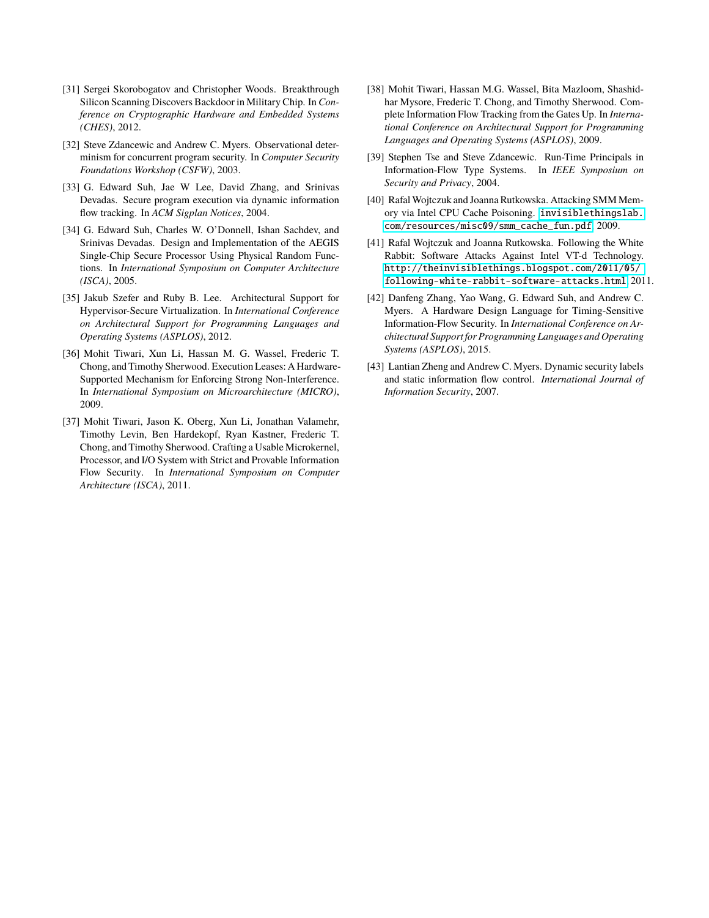[31] Sergei Skorobogatov and Christopher Woods. Breakthrough Silicon Scanning Discovers Backdoor in Military Chip. In *Conference on Cryptographic Hardware and Embedded Systems (CHES)*, 2012.

[32] Steve Zdancewic and Andrew C. Myers. Observational determinism for concurrent program security. In *Computer Security Foundations Workshop (CSFW)*, 2003.

[33] G. Edward Suh, Jae W Lee, David Zhang, and Srinivas Devadas. Secure program execution via dynamic information flow tracking. In *ACM Sigplan Notices*, 2004.

[34] G. Edward Suh, Charles W. O'Donnell, Ishan Sachdev, and Srinivas Devadas. Design and Implementation of the AEGIS Single-Chip Secure Processor Using Physical Random Functions. In *International Symposium on Computer Architecture (ISCA)*, 2005.

[35] Jakub Szefer and Ruby B. Lee. Architectural Support for Hypervisor-Secure Virtualization. In *International Conference on Architectural Support for Programming Languages and Operating Systems (ASPLOS)*, 2012.

[36] Mohit Tiwari, Xun Li, Hassan M. G. Wassel, Frederic T. Chong, and Timothy Sherwood. Execution Leases: A Hardware-Supported Mechanism for Enforcing Strong Non-Interference. In *International Symposium on Microarchitecture (MICRO)*, 2009.

[37] Mohit Tiwari, Jason K. Oberg, Xun Li, Jonathan Valamehr, Timothy Levin, Ben Hardekopf, Ryan Kastner, Frederic T. Chong, and Timothy Sherwood. Crafting a Usable Microkernel, Processor, and I/O System with Strict and Provable Information Flow Security. In *International Symposium on Computer Architecture (ISCA)*, 2011.

[38] Mohit Tiwari, Hassan M.G. Wassel, Bita Mazloom, Shashidhar Mysore, Frederic T. Chong, and Timothy Sherwood. Complete Information Flow Tracking from the Gates Up. In *International Conference on Architectural Support for Programming Languages and Operating Systems (ASPLOS)*, 2009.

[39] Stephen Tse and Steve Zdancewic. Run-Time Principals in Information-Flow Type Systems. In *IEEE Symposium on Security and Privacy*, 2004.

[40] Rafal Wojtczuk and Joanna Rutkowska. Attacking SMM Memory via Intel CPU Cache Poisoning. invisiblethingslab.com/resources/misc09/smm_cache_fun.pdf, 2009.

[41] Rafal Wojtczuk and Joanna Rutkowska. Following the White Rabbit: Software Attacks Against Intel VT-d Technology. http://theinvisiblethings.blogspot.com/2011/05/following-white-rabbit-software-attacks.html, 2011.

[42] Danfeng Zhang, Yao Wang, G. Edward Suh, and Andrew C. Myers. A Hardware Design Language for Timing-Sensitive Information-Flow Security. In *International Conference on Architectural Support for Programming Languages and Operating Systems (ASPLOS)*, 2015.

[43] Lantian Zheng and Andrew C. Myers. Dynamic security labels and static information flow control. *International Journal of Information Security*, 2007.